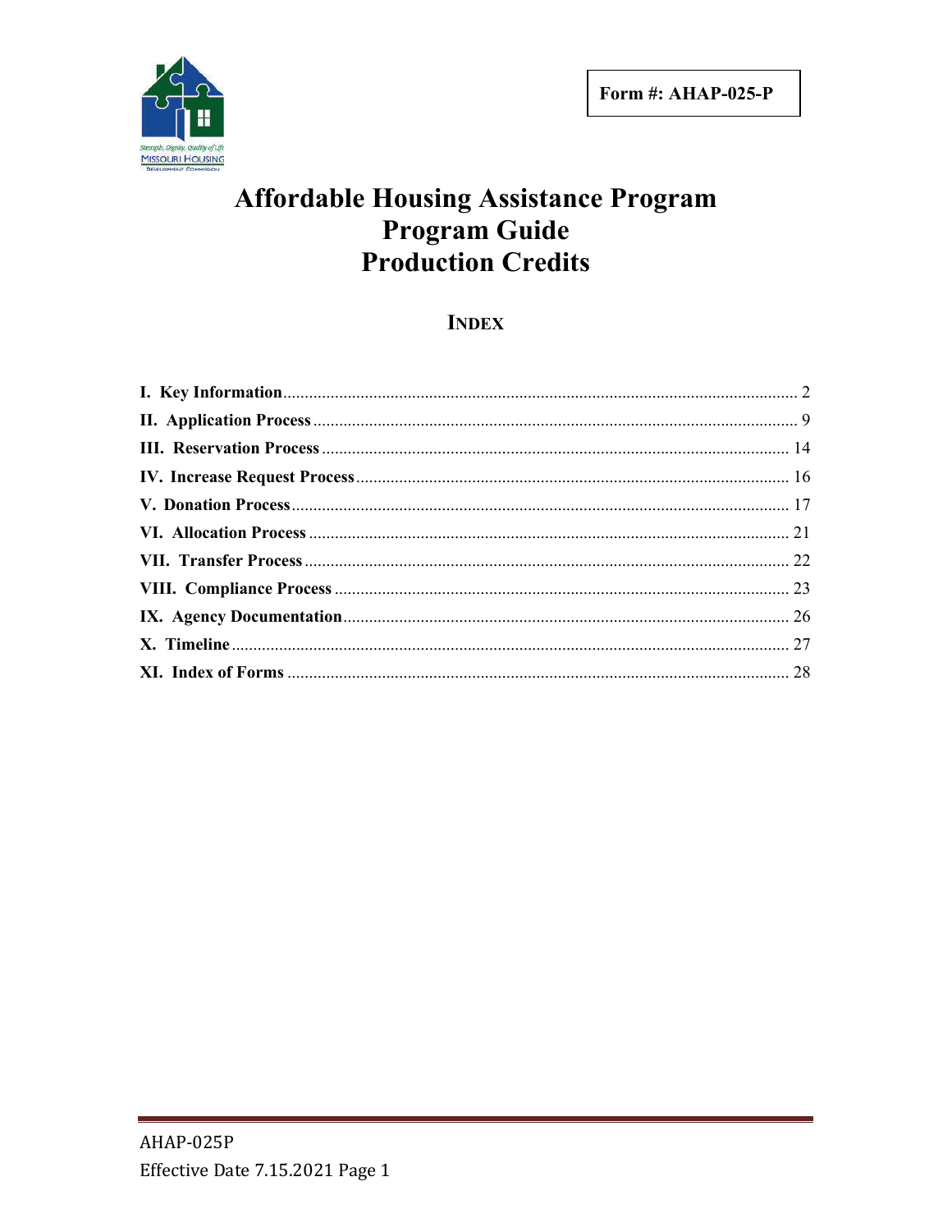Form #: AHAP-025-P

# Affordable Housing Assistance Program
# Program Guide
# Production Credits

## INDEX

I. Key Information ........ 2
II. Application Process ........ 9
III. Reservation Process ........ 14
IV. Increase Request Process ........ 16
V. Donation Process ........ 17
VI. Allocation Process ........ 21
VII. Transfer Process ........ 22
VIII. Compliance Process ........ 23
IX. Agency Documentation ........ 26
X. Timeline ........ 27
XI. Index of Forms ........ 28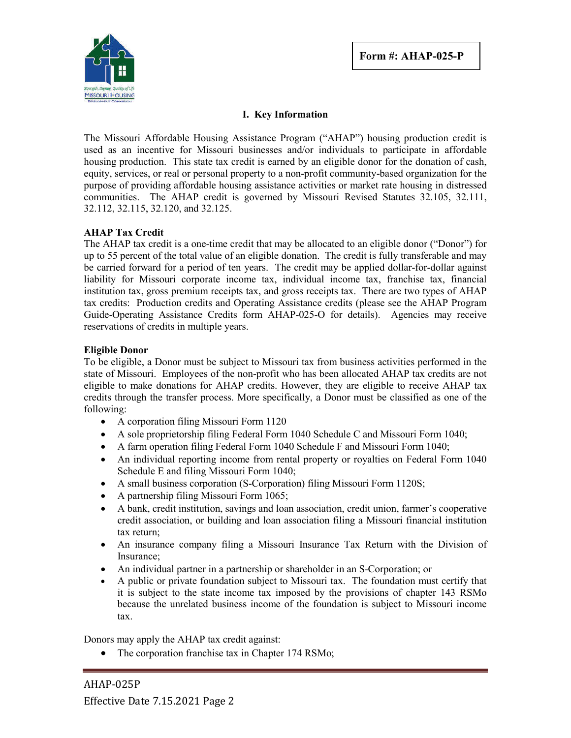Form #: AHAP-025-P

## I. Key Information

The Missouri Affordable Housing Assistance Program ("AHAP") housing production credit is used as an incentive for Missouri businesses and/or individuals to participate in affordable housing production. This state tax credit is earned by an eligible donor for the donation of cash, equity, services, or real or personal property to a non-profit community-based organization for the purpose of providing affordable housing assistance activities or market rate housing in distressed communities. The AHAP credit is governed by Missouri Revised Statutes 32.105, 32.111, 32.112, 32.115, 32.120, and 32.125.

**AHAP Tax Credit**

The AHAP tax credit is a one-time credit that may be allocated to an eligible donor ("Donor") for up to 55 percent of the total value of an eligible donation. The credit is fully transferable and may be carried forward for a period of ten years. The credit may be applied dollar-for-dollar against liability for Missouri corporate income tax, individual income tax, franchise tax, financial institution tax, gross premium receipts tax, and gross receipts tax. There are two types of AHAP tax credits: Production credits and Operating Assistance credits (please see the AHAP Program Guide-Operating Assistance Credits form AHAP-025-O for details). Agencies may receive reservations of credits in multiple years.

**Eligible Donor**

To be eligible, a Donor must be subject to Missouri tax from business activities performed in the state of Missouri. Employees of the non-profit who has been allocated AHAP tax credits are not eligible to make donations for AHAP credits. However, they are eligible to receive AHAP tax credits through the transfer process. More specifically, a Donor must be classified as one of the following:

- A corporation filing Missouri Form 1120
- A sole proprietorship filing Federal Form 1040 Schedule C and Missouri Form 1040;
- A farm operation filing Federal Form 1040 Schedule F and Missouri Form 1040;
- An individual reporting income from rental property or royalties on Federal Form 1040 Schedule E and filing Missouri Form 1040;
- A small business corporation (S-Corporation) filing Missouri Form 1120S;
- A partnership filing Missouri Form 1065;
- A bank, credit institution, savings and loan association, credit union, farmer's cooperative credit association, or building and loan association filing a Missouri financial institution tax return;
- An insurance company filing a Missouri Insurance Tax Return with the Division of Insurance;
- An individual partner in a partnership or shareholder in an S-Corporation; or
- A public or private foundation subject to Missouri tax. The foundation must certify that it is subject to the state income tax imposed by the provisions of chapter 143 RSMo because the unrelated business income of the foundation is subject to Missouri income tax.

Donors may apply the AHAP tax credit against:

- The corporation franchise tax in Chapter 174 RSMo;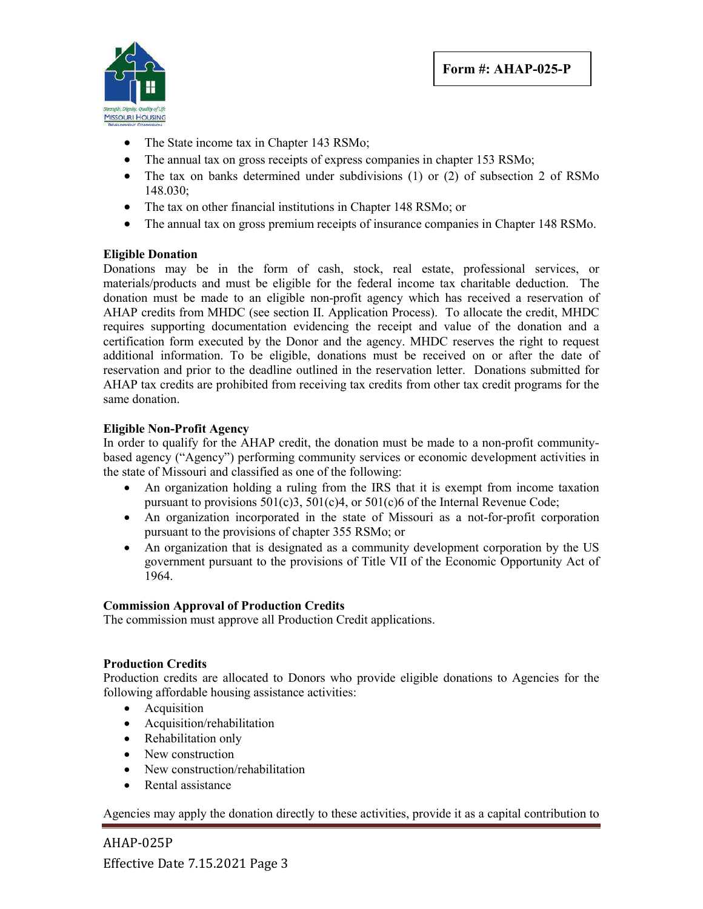Form #: AHAP-025-P

- The State income tax in Chapter 143 RSMo;
- The annual tax on gross receipts of express companies in chapter 153 RSMo;
- The tax on banks determined under subdivisions (1) or (2) of subsection 2 of RSMo 148.030;
- The tax on other financial institutions in Chapter 148 RSMo; or
- The annual tax on gross premium receipts of insurance companies in Chapter 148 RSMo.

**Eligible Donation**

Donations may be in the form of cash, stock, real estate, professional services, or materials/products and must be eligible for the federal income tax charitable deduction. The donation must be made to an eligible non-profit agency which has received a reservation of AHAP credits from MHDC (see section II. Application Process). To allocate the credit, MHDC requires supporting documentation evidencing the receipt and value of the donation and a certification form executed by the Donor and the agency. MHDC reserves the right to request additional information. To be eligible, donations must be received on or after the date of reservation and prior to the deadline outlined in the reservation letter. Donations submitted for AHAP tax credits are prohibited from receiving tax credits from other tax credit programs for the same donation.

**Eligible Non-Profit Agency**

In order to qualify for the AHAP credit, the donation must be made to a non-profit community-based agency ("Agency") performing community services or economic development activities in the state of Missouri and classified as one of the following:

- An organization holding a ruling from the IRS that it is exempt from income taxation pursuant to provisions 501(c)3, 501(c)4, or 501(c)6 of the Internal Revenue Code;
- An organization incorporated in the state of Missouri as a not-for-profit corporation pursuant to the provisions of chapter 355 RSMo; or
- An organization that is designated as a community development corporation by the US government pursuant to the provisions of Title VII of the Economic Opportunity Act of 1964.

**Commission Approval of Production Credits**

The commission must approve all Production Credit applications.

**Production Credits**

Production credits are allocated to Donors who provide eligible donations to Agencies for the following affordable housing assistance activities:

- Acquisition
- Acquisition/rehabilitation
- Rehabilitation only
- New construction
- New construction/rehabilitation
- Rental assistance

Agencies may apply the donation directly to these activities, provide it as a capital contribution to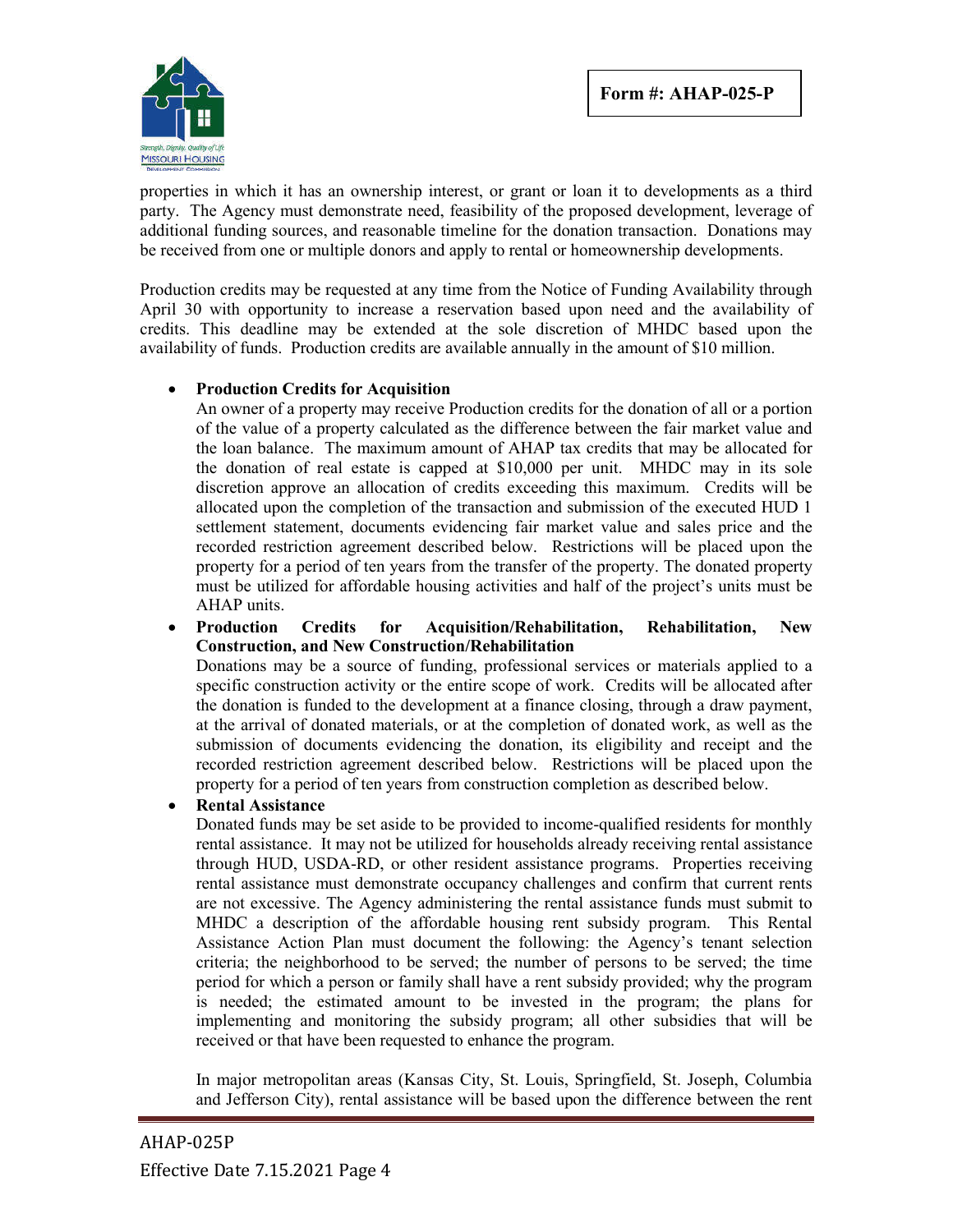properties in which it has an ownership interest, or grant or loan it to developments as a third party. The Agency must demonstrate need, feasibility of the proposed development, leverage of additional funding sources, and reasonable timeline for the donation transaction. Donations may be received from one or multiple donors and apply to rental or homeownership developments.

Production credits may be requested at any time from the Notice of Funding Availability through April 30 with opportunity to increase a reservation based upon need and the availability of credits. This deadline may be extended at the sole discretion of MHDC based upon the availability of funds. Production credits are available annually in the amount of $10 million.

- **Production Credits for Acquisition**
  An owner of a property may receive Production credits for the donation of all or a portion of the value of a property calculated as the difference between the fair market value and the loan balance. The maximum amount of AHAP tax credits that may be allocated for the donation of real estate is capped at $10,000 per unit. MHDC may in its sole discretion approve an allocation of credits exceeding this maximum. Credits will be allocated upon the completion of the transaction and submission of the executed HUD 1 settlement statement, documents evidencing fair market value and sales price and the recorded restriction agreement described below. Restrictions will be placed upon the property for a period of ten years from the transfer of the property. The donated property must be utilized for affordable housing activities and half of the project's units must be AHAP units.
- **Production Credits for Acquisition/Rehabilitation, Rehabilitation, New Construction, and New Construction/Rehabilitation**
  Donations may be a source of funding, professional services or materials applied to a specific construction activity or the entire scope of work. Credits will be allocated after the donation is funded to the development at a finance closing, through a draw payment, at the arrival of donated materials, or at the completion of donated work, as well as the submission of documents evidencing the donation, its eligibility and receipt and the recorded restriction agreement described below. Restrictions will be placed upon the property for a period of ten years from construction completion as described below.
- **Rental Assistance**
  Donated funds may be set aside to be provided to income-qualified residents for monthly rental assistance. It may not be utilized for households already receiving rental assistance through HUD, USDA-RD, or other resident assistance programs. Properties receiving rental assistance must demonstrate occupancy challenges and confirm that current rents are not excessive. The Agency administering the rental assistance funds must submit to MHDC a description of the affordable housing rent subsidy program. This Rental Assistance Action Plan must document the following: the Agency's tenant selection criteria; the neighborhood to be served; the number of persons to be served; the time period for which a person or family shall have a rent subsidy provided; why the program is needed; the estimated amount to be invested in the program; the plans for implementing and monitoring the subsidy program; all other subsidies that will be received or that have been requested to enhance the program.

  In major metropolitan areas (Kansas City, St. Louis, Springfield, St. Joseph, Columbia and Jefferson City), rental assistance will be based upon the difference between the rent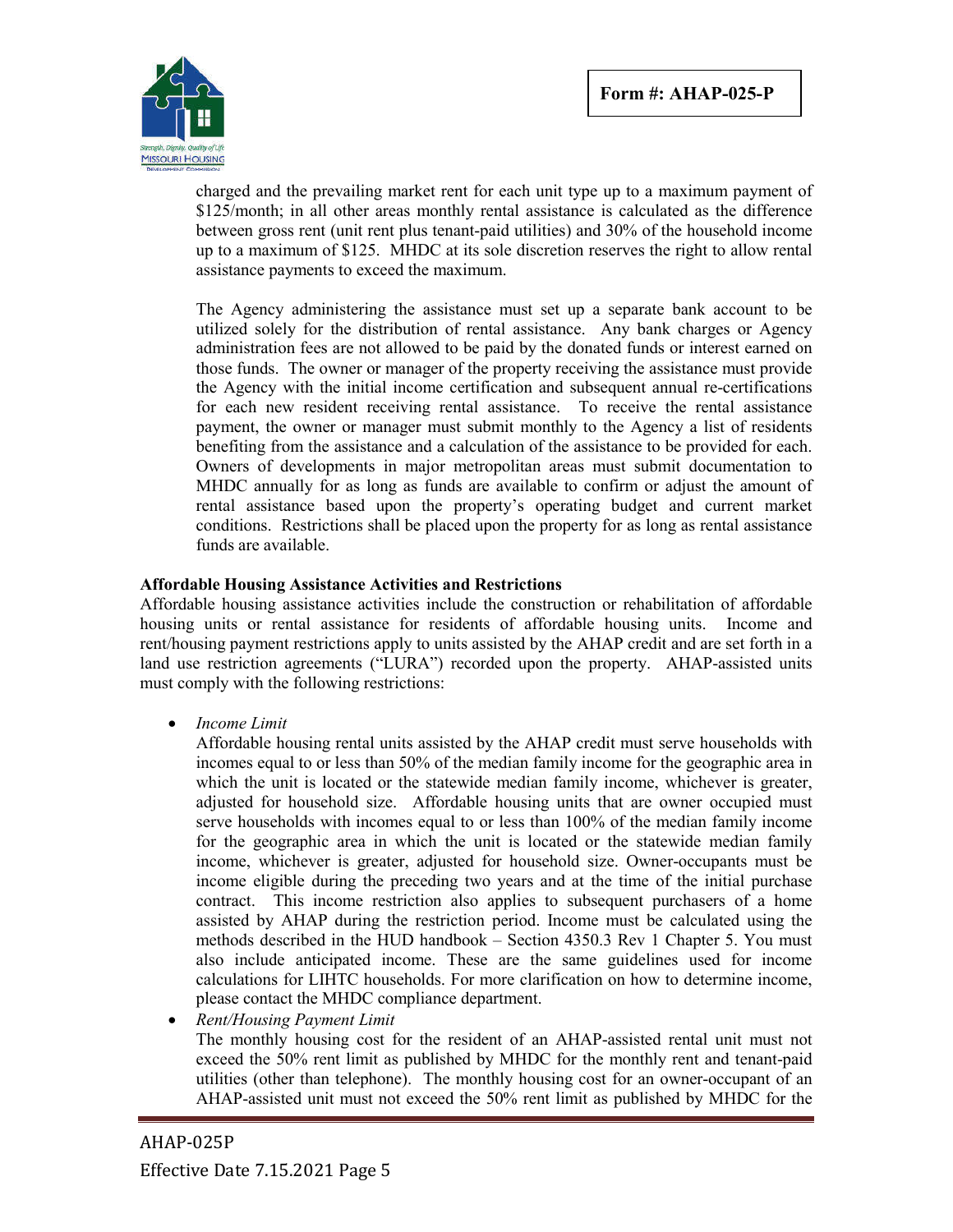charged and the prevailing market rent for each unit type up to a maximum payment of $125/month; in all other areas monthly rental assistance is calculated as the difference between gross rent (unit rent plus tenant-paid utilities) and 30% of the household income up to a maximum of $125. MHDC at its sole discretion reserves the right to allow rental assistance payments to exceed the maximum.

The Agency administering the assistance must set up a separate bank account to be utilized solely for the distribution of rental assistance. Any bank charges or Agency administration fees are not allowed to be paid by the donated funds or interest earned on those funds. The owner or manager of the property receiving the assistance must provide the Agency with the initial income certification and subsequent annual re-certifications for each new resident receiving rental assistance. To receive the rental assistance payment, the owner or manager must submit monthly to the Agency a list of residents benefiting from the assistance and a calculation of the assistance to be provided for each. Owners of developments in major metropolitan areas must submit documentation to MHDC annually for as long as funds are available to confirm or adjust the amount of rental assistance based upon the property's operating budget and current market conditions. Restrictions shall be placed upon the property for as long as rental assistance funds are available.

**Affordable Housing Assistance Activities and Restrictions**

Affordable housing assistance activities include the construction or rehabilitation of affordable housing units or rental assistance for residents of affordable housing units. Income and rent/housing payment restrictions apply to units assisted by the AHAP credit and are set forth in a land use restriction agreements ("LURA") recorded upon the property. AHAP-assisted units must comply with the following restrictions:

- *Income Limit*

  Affordable housing rental units assisted by the AHAP credit must serve households with incomes equal to or less than 50% of the median family income for the geographic area in which the unit is located or the statewide median family income, whichever is greater, adjusted for household size. Affordable housing units that are owner occupied must serve households with incomes equal to or less than 100% of the median family income for the geographic area in which the unit is located or the statewide median family income, whichever is greater, adjusted for household size. Owner-occupants must be income eligible during the preceding two years and at the time of the initial purchase contract. This income restriction also applies to subsequent purchasers of a home assisted by AHAP during the restriction period. Income must be calculated using the methods described in the HUD handbook – Section 4350.3 Rev 1 Chapter 5. You must also include anticipated income. These are the same guidelines used for income calculations for LIHTC households. For more clarification on how to determine income, please contact the MHDC compliance department.

- *Rent/Housing Payment Limit*

  The monthly housing cost for the resident of an AHAP-assisted rental unit must not exceed the 50% rent limit as published by MHDC for the monthly rent and tenant-paid utilities (other than telephone). The monthly housing cost for an owner-occupant of an AHAP-assisted unit must not exceed the 50% rent limit as published by MHDC for the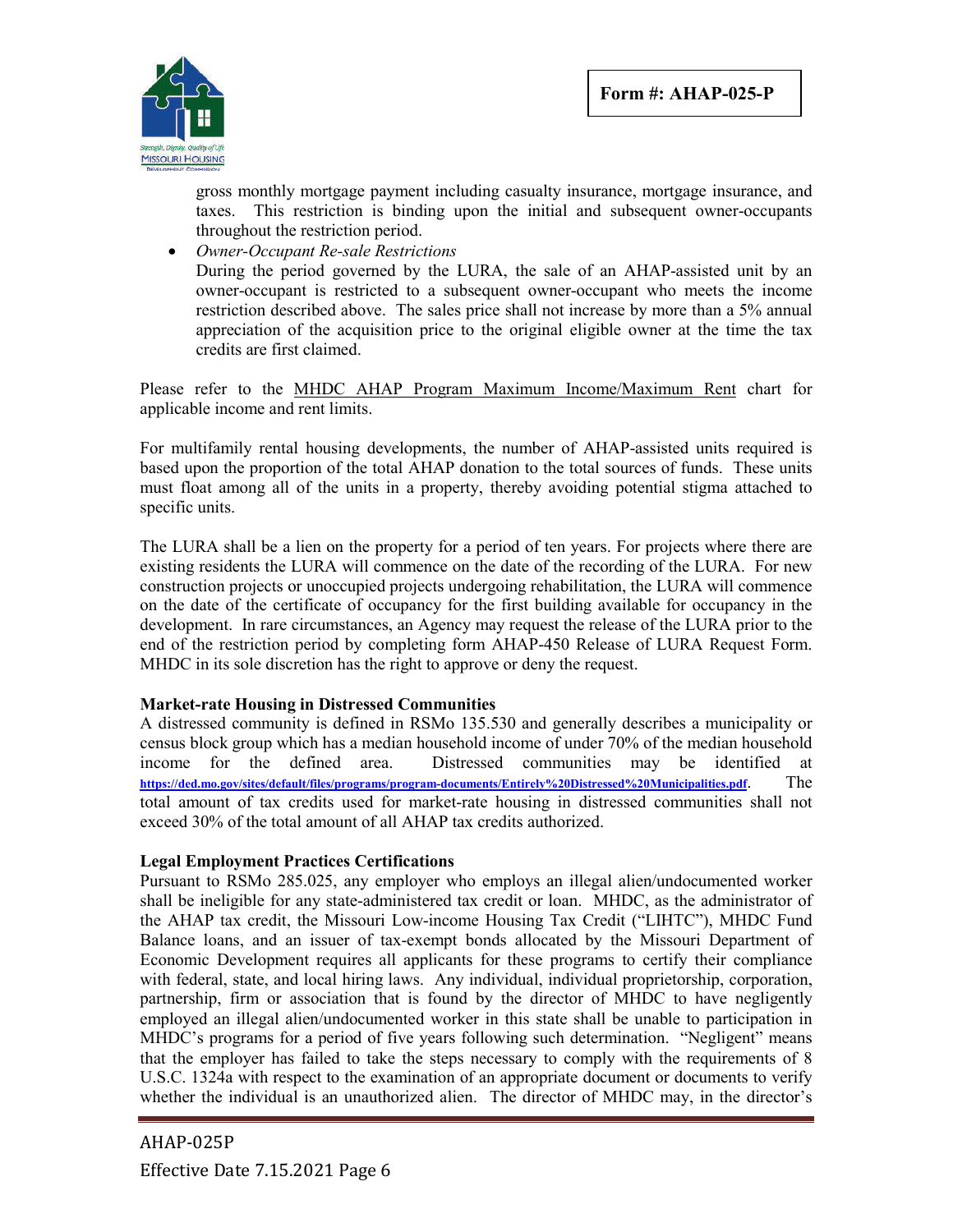gross monthly mortgage payment including casualty insurance, mortgage insurance, and taxes. This restriction is binding upon the initial and subsequent owner-occupants throughout the restriction period.

- *Owner-Occupant Re-sale Restrictions*
  During the period governed by the LURA, the sale of an AHAP-assisted unit by an owner-occupant is restricted to a subsequent owner-occupant who meets the income restriction described above. The sales price shall not increase by more than a 5% annual appreciation of the acquisition price to the original eligible owner at the time the tax credits are first claimed.

Please refer to the MHDC AHAP Program Maximum Income/Maximum Rent chart for applicable income and rent limits.

For multifamily rental housing developments, the number of AHAP-assisted units required is based upon the proportion of the total AHAP donation to the total sources of funds. These units must float among all of the units in a property, thereby avoiding potential stigma attached to specific units.

The LURA shall be a lien on the property for a period of ten years. For projects where there are existing residents the LURA will commence on the date of the recording of the LURA. For new construction projects or unoccupied projects undergoing rehabilitation, the LURA will commence on the date of the certificate of occupancy for the first building available for occupancy in the development. In rare circumstances, an Agency may request the release of the LURA prior to the end of the restriction period by completing form AHAP-450 Release of LURA Request Form. MHDC in its sole discretion has the right to approve or deny the request.

**Market-rate Housing in Distressed Communities**

A distressed community is defined in RSMo 135.530 and generally describes a municipality or census block group which has a median household income of under 70% of the median household income for the defined area. Distressed communities may be identified at https://ded.mo.gov/sites/default/files/programs/program-documents/Entirely%20Distressed%20Municipalities.pdf. The total amount of tax credits used for market-rate housing in distressed communities shall not exceed 30% of the total amount of all AHAP tax credits authorized.

**Legal Employment Practices Certifications**

Pursuant to RSMo 285.025, any employer who employs an illegal alien/undocumented worker shall be ineligible for any state-administered tax credit or loan. MHDC, as the administrator of the AHAP tax credit, the Missouri Low-income Housing Tax Credit ("LIHTC"), MHDC Fund Balance loans, and an issuer of tax-exempt bonds allocated by the Missouri Department of Economic Development requires all applicants for these programs to certify their compliance with federal, state, and local hiring laws. Any individual, individual proprietorship, corporation, partnership, firm or association that is found by the director of MHDC to have negligently employed an illegal alien/undocumented worker in this state shall be unable to participation in MHDC's programs for a period of five years following such determination. "Negligent" means that the employer has failed to take the steps necessary to comply with the requirements of 8 U.S.C. 1324a with respect to the examination of an appropriate document or documents to verify whether the individual is an unauthorized alien. The director of MHDC may, in the director's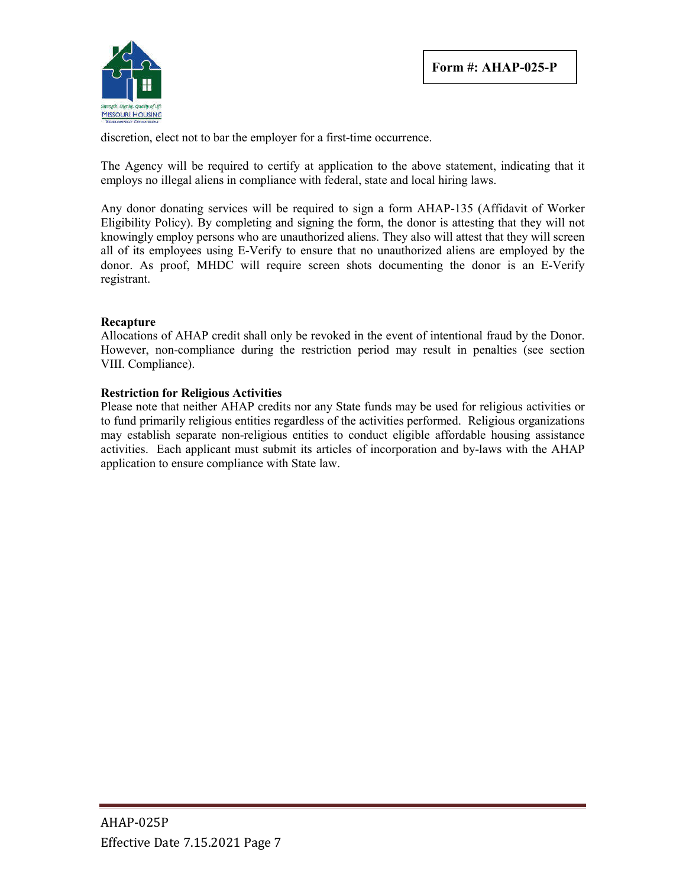discretion, elect not to bar the employer for a first-time occurrence.

The Agency will be required to certify at application to the above statement, indicating that it employs no illegal aliens in compliance with federal, state and local hiring laws.

Any donor donating services will be required to sign a form AHAP-135 (Affidavit of Worker Eligibility Policy). By completing and signing the form, the donor is attesting that they will not knowingly employ persons who are unauthorized aliens. They also will attest that they will screen all of its employees using E-Verify to ensure that no unauthorized aliens are employed by the donor. As proof, MHDC will require screen shots documenting the donor is an E-Verify registrant.

**Recapture**

Allocations of AHAP credit shall only be revoked in the event of intentional fraud by the Donor. However, non-compliance during the restriction period may result in penalties (see section VIII. Compliance).

**Restriction for Religious Activities**

Please note that neither AHAP credits nor any State funds may be used for religious activities or to fund primarily religious entities regardless of the activities performed. Religious organizations may establish separate non-religious entities to conduct eligible affordable housing assistance activities. Each applicant must submit its articles of incorporation and by-laws with the AHAP application to ensure compliance with State law.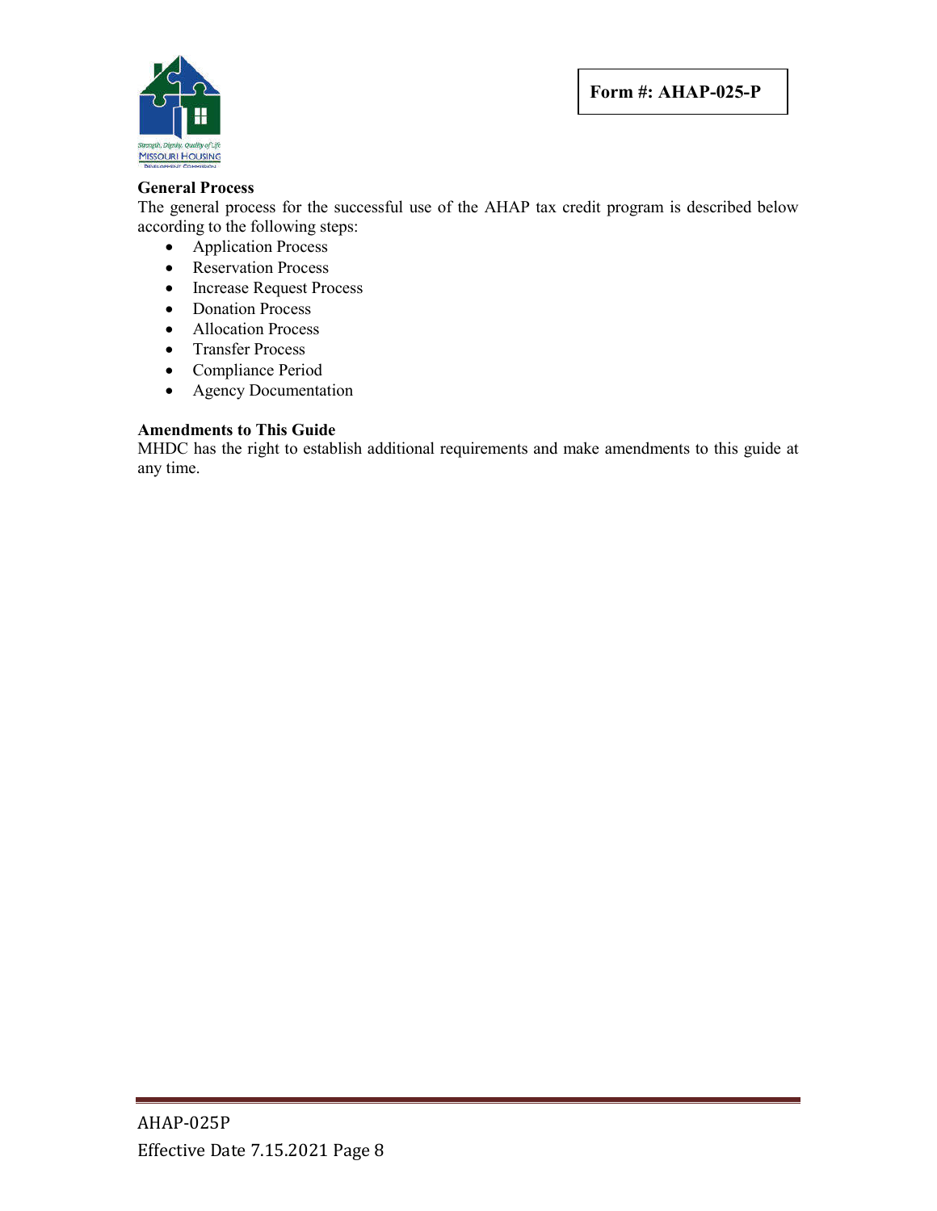**Form #: AHAP-025-P**

**General Process**

The general process for the successful use of the AHAP tax credit program is described below according to the following steps:

- Application Process
- Reservation Process
- Increase Request Process
- Donation Process
- Allocation Process
- Transfer Process
- Compliance Period
- Agency Documentation

**Amendments to This Guide**

MHDC has the right to establish additional requirements and make amendments to this guide at any time.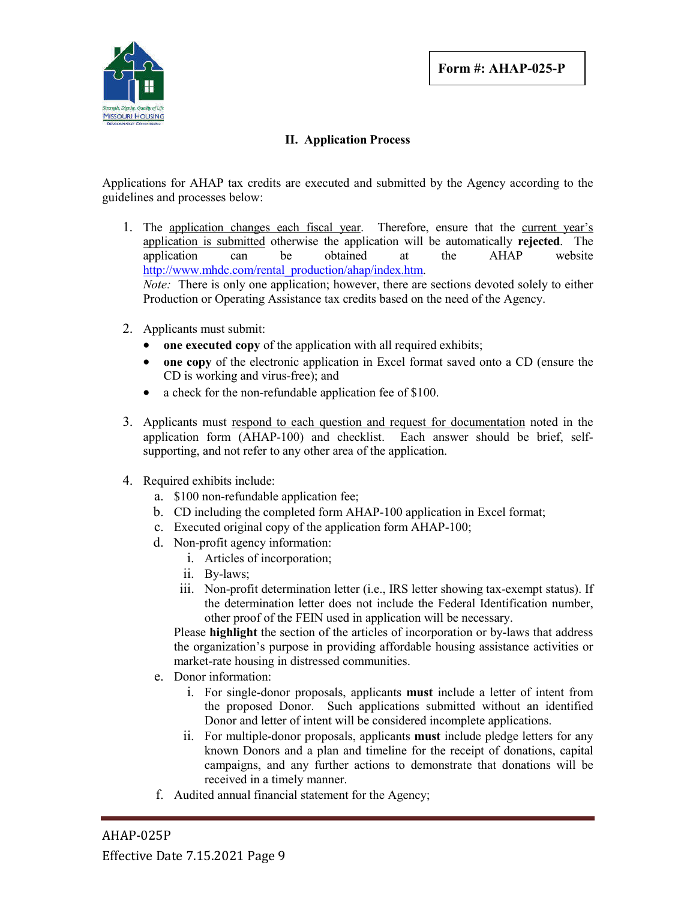**Form #: AHAP-025-P**

## II. Application Process

Applications for AHAP tax credits are executed and submitted by the Agency according to the guidelines and processes below:

1. The application changes each fiscal year. Therefore, ensure that the current year's application is submitted otherwise the application will be automatically **rejected**. The application can be obtained at the AHAP website http://www.mhdc.com/rental_production/ahap/index.htm.
   *Note:* There is only one application; however, there are sections devoted solely to either Production or Operating Assistance tax credits based on the need of the Agency.

2. Applicants must submit:
   - **one executed copy** of the application with all required exhibits;
   - **one copy** of the electronic application in Excel format saved onto a CD (ensure the CD is working and virus-free); and
   - a check for the non-refundable application fee of $100.

3. Applicants must respond to each question and request for documentation noted in the application form (AHAP-100) and checklist. Each answer should be brief, self-supporting, and not refer to any other area of the application.

4. Required exhibits include:
   a. $100 non-refundable application fee;
   b. CD including the completed form AHAP-100 application in Excel format;
   c. Executed original copy of the application form AHAP-100;
   d. Non-profit agency information:
      i. Articles of incorporation;
      ii. By-laws;
      iii. Non-profit determination letter (i.e., IRS letter showing tax-exempt status). If the determination letter does not include the Federal Identification number, other proof of the FEIN used in application will be necessary.

      Please **highlight** the section of the articles of incorporation or by-laws that address the organization's purpose in providing affordable housing assistance activities or market-rate housing in distressed communities.
   e. Donor information:
      i. For single-donor proposals, applicants **must** include a letter of intent from the proposed Donor. Such applications submitted without an identified Donor and letter of intent will be considered incomplete applications.
      ii. For multiple-donor proposals, applicants **must** include pledge letters for any known Donors and a plan and timeline for the receipt of donations, capital campaigns, and any further actions to demonstrate that donations will be received in a timely manner.
   f. Audited annual financial statement for the Agency;

AHAP-025P
Effective Date 7.15.2021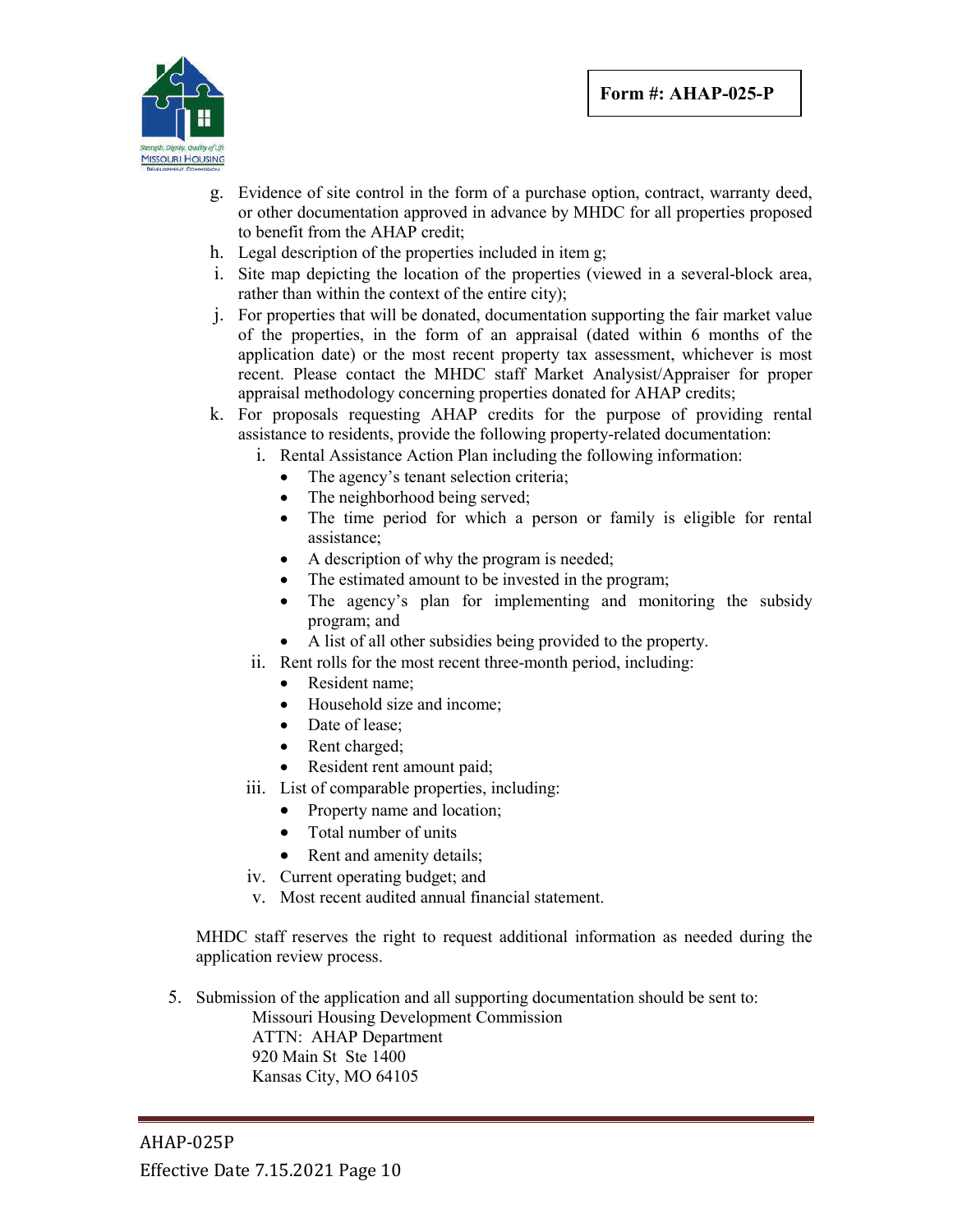g. Evidence of site control in the form of a purchase option, contract, warranty deed, or other documentation approved in advance by MHDC for all properties proposed to benefit from the AHAP credit;
h. Legal description of the properties included in item g;
i. Site map depicting the location of the properties (viewed in a several-block area, rather than within the context of the entire city);
j. For properties that will be donated, documentation supporting the fair market value of the properties, in the form of an appraisal (dated within 6 months of the application date) or the most recent property tax assessment, whichever is most recent. Please contact the MHDC staff Market Analysist/Appraiser for proper appraisal methodology concerning properties donated for AHAP credits;
k. For proposals requesting AHAP credits for the purpose of providing rental assistance to residents, provide the following property-related documentation:
   i. Rental Assistance Action Plan including the following information:
      - The agency's tenant selection criteria;
      - The neighborhood being served;
      - The time period for which a person or family is eligible for rental assistance;
      - A description of why the program is needed;
      - The estimated amount to be invested in the program;
      - The agency's plan for implementing and monitoring the subsidy program; and
      - A list of all other subsidies being provided to the property.
   ii. Rent rolls for the most recent three-month period, including:
      - Resident name;
      - Household size and income;
      - Date of lease;
      - Rent charged;
      - Resident rent amount paid;
   iii. List of comparable properties, including:
      - Property name and location;
      - Total number of units
      - Rent and amenity details;
   iv. Current operating budget; and
   v. Most recent audited annual financial statement.

MHDC staff reserves the right to request additional information as needed during the application review process.

5. Submission of the application and all supporting documentation should be sent to:
   Missouri Housing Development Commission
   ATTN: AHAP Department
   920 Main St Ste 1400
   Kansas City, MO 64105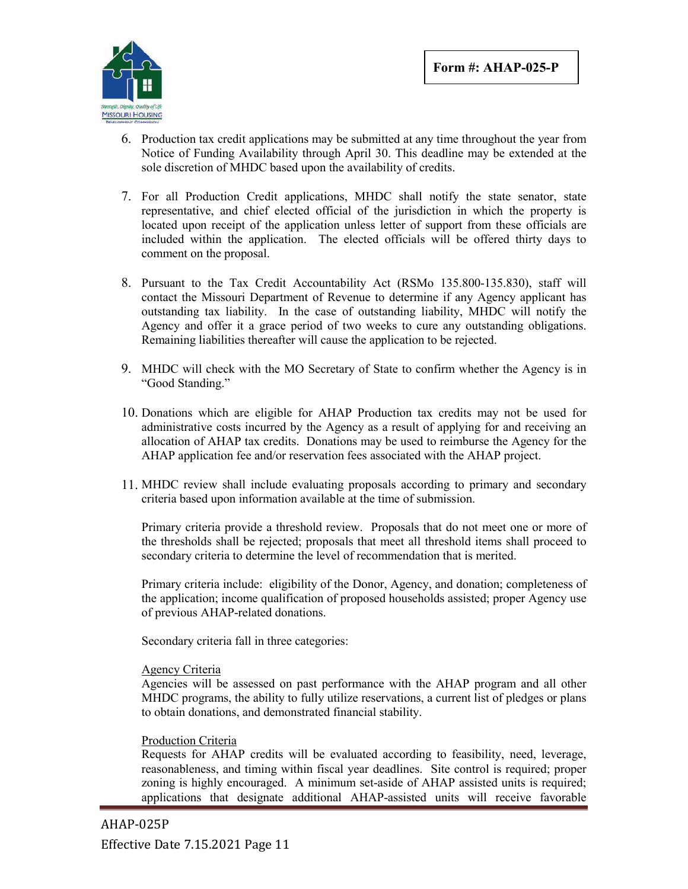6. Production tax credit applications may be submitted at any time throughout the year from Notice of Funding Availability through April 30. This deadline may be extended at the sole discretion of MHDC based upon the availability of credits.

7. For all Production Credit applications, MHDC shall notify the state senator, state representative, and chief elected official of the jurisdiction in which the property is located upon receipt of the application unless letter of support from these officials are included within the application. The elected officials will be offered thirty days to comment on the proposal.

8. Pursuant to the Tax Credit Accountability Act (RSMo 135.800-135.830), staff will contact the Missouri Department of Revenue to determine if any Agency applicant has outstanding tax liability. In the case of outstanding liability, MHDC will notify the Agency and offer it a grace period of two weeks to cure any outstanding obligations. Remaining liabilities thereafter will cause the application to be rejected.

9. MHDC will check with the MO Secretary of State to confirm whether the Agency is in "Good Standing."

10. Donations which are eligible for AHAP Production tax credits may not be used for administrative costs incurred by the Agency as a result of applying for and receiving an allocation of AHAP tax credits. Donations may be used to reimburse the Agency for the AHAP application fee and/or reservation fees associated with the AHAP project.

11. MHDC review shall include evaluating proposals according to primary and secondary criteria based upon information available at the time of submission.

    Primary criteria provide a threshold review. Proposals that do not meet one or more of the thresholds shall be rejected; proposals that meet all threshold items shall proceed to secondary criteria to determine the level of recommendation that is merited.

    Primary criteria include: eligibility of the Donor, Agency, and donation; completeness of the application; income qualification of proposed households assisted; proper Agency use of previous AHAP-related donations.

    Secondary criteria fall in three categories:

    Agency Criteria
    Agencies will be assessed on past performance with the AHAP program and all other MHDC programs, the ability to fully utilize reservations, a current list of pledges or plans to obtain donations, and demonstrated financial stability.

    Production Criteria
    Requests for AHAP credits will be evaluated according to feasibility, need, leverage, reasonableness, and timing within fiscal year deadlines. Site control is required; proper zoning is highly encouraged. A minimum set-aside of AHAP assisted units is required; applications that designate additional AHAP-assisted units will receive favorable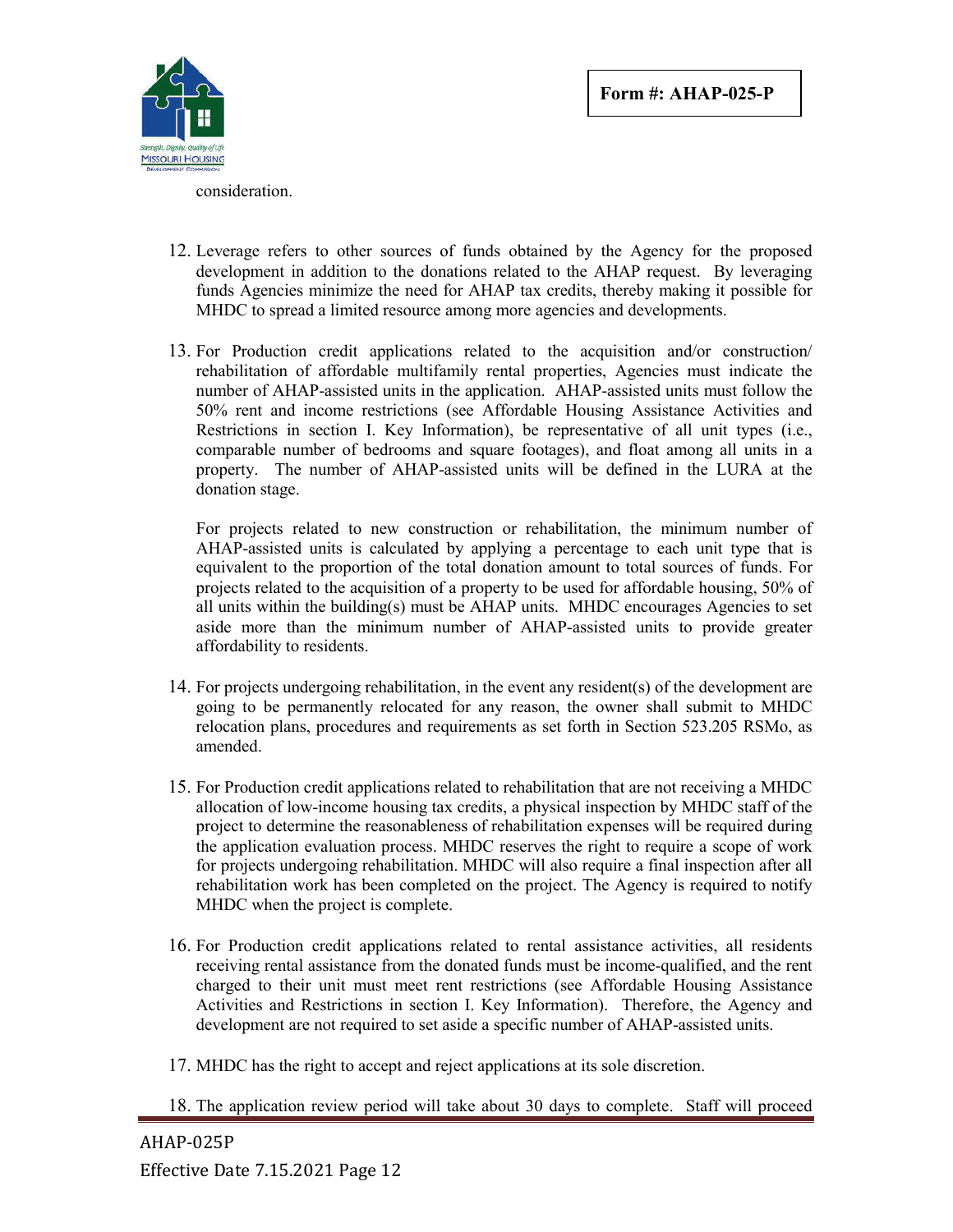consideration.

12. Leverage refers to other sources of funds obtained by the Agency for the proposed development in addition to the donations related to the AHAP request. By leveraging funds Agencies minimize the need for AHAP tax credits, thereby making it possible for MHDC to spread a limited resource among more agencies and developments.

13. For Production credit applications related to the acquisition and/or construction/ rehabilitation of affordable multifamily rental properties, Agencies must indicate the number of AHAP-assisted units in the application. AHAP-assisted units must follow the 50% rent and income restrictions (see Affordable Housing Assistance Activities and Restrictions in section I. Key Information), be representative of all unit types (i.e., comparable number of bedrooms and square footages), and float among all units in a property. The number of AHAP-assisted units will be defined in the LURA at the donation stage.

    For projects related to new construction or rehabilitation, the minimum number of AHAP-assisted units is calculated by applying a percentage to each unit type that is equivalent to the proportion of the total donation amount to total sources of funds. For projects related to the acquisition of a property to be used for affordable housing, 50% of all units within the building(s) must be AHAP units. MHDC encourages Agencies to set aside more than the minimum number of AHAP-assisted units to provide greater affordability to residents.

14. For projects undergoing rehabilitation, in the event any resident(s) of the development are going to be permanently relocated for any reason, the owner shall submit to MHDC relocation plans, procedures and requirements as set forth in Section 523.205 RSMo, as amended.

15. For Production credit applications related to rehabilitation that are not receiving a MHDC allocation of low-income housing tax credits, a physical inspection by MHDC staff of the project to determine the reasonableness of rehabilitation expenses will be required during the application evaluation process. MHDC reserves the right to require a scope of work for projects undergoing rehabilitation. MHDC will also require a final inspection after all rehabilitation work has been completed on the project. The Agency is required to notify MHDC when the project is complete.

16. For Production credit applications related to rental assistance activities, all residents receiving rental assistance from the donated funds must be income-qualified, and the rent charged to their unit must meet rent restrictions (see Affordable Housing Assistance Activities and Restrictions in section I. Key Information). Therefore, the Agency and development are not required to set aside a specific number of AHAP-assisted units.

17. MHDC has the right to accept and reject applications at its sole discretion.

18. The application review period will take about 30 days to complete. Staff will proceed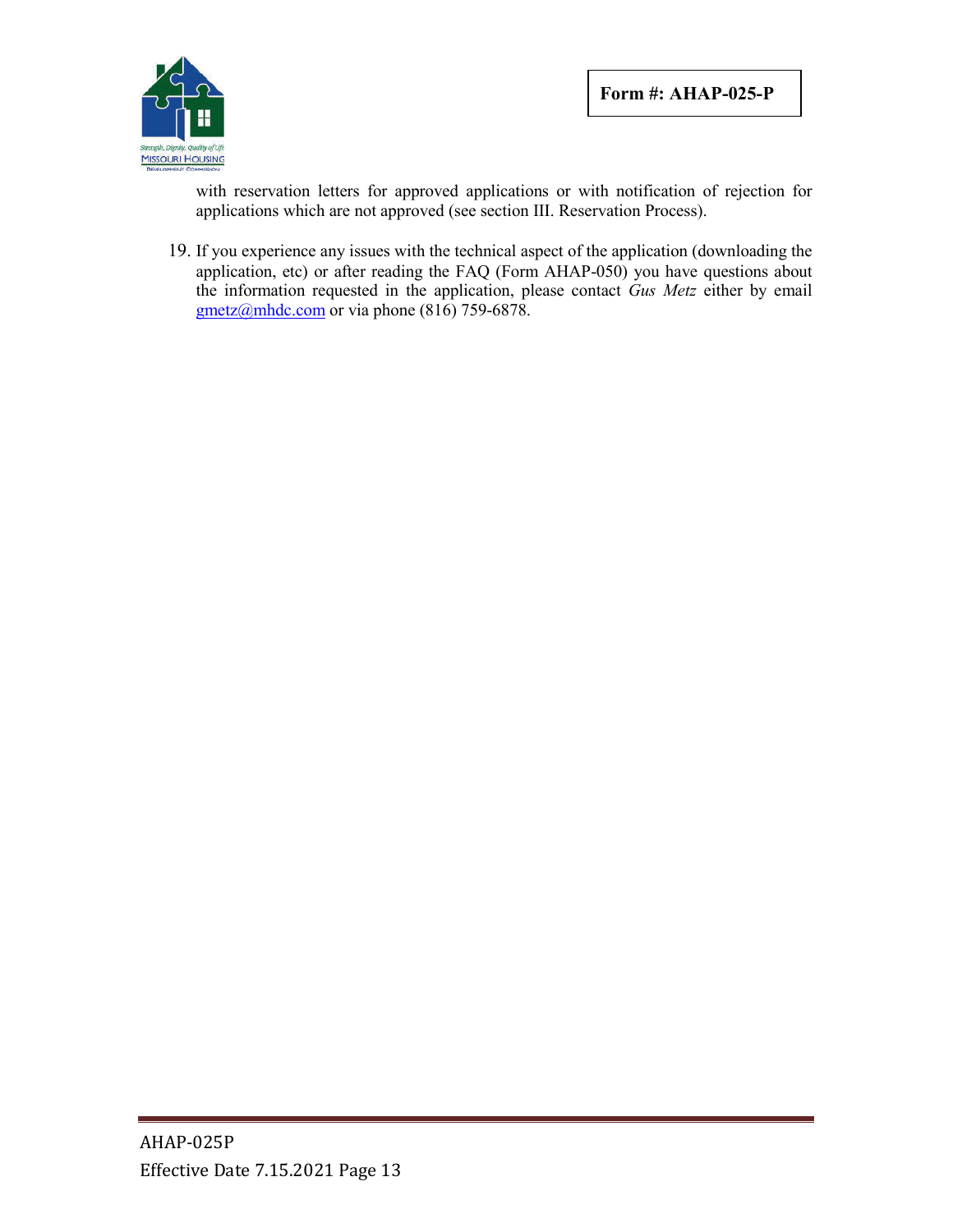with reservation letters for approved applications or with notification of rejection for applications which are not approved (see section III. Reservation Process).

19. If you experience any issues with the technical aspect of the application (downloading the application, etc) or after reading the FAQ (Form AHAP-050) you have questions about the information requested in the application, please contact *Gus Metz* either by email gmetz@mhdc.com or via phone (816) 759-6878.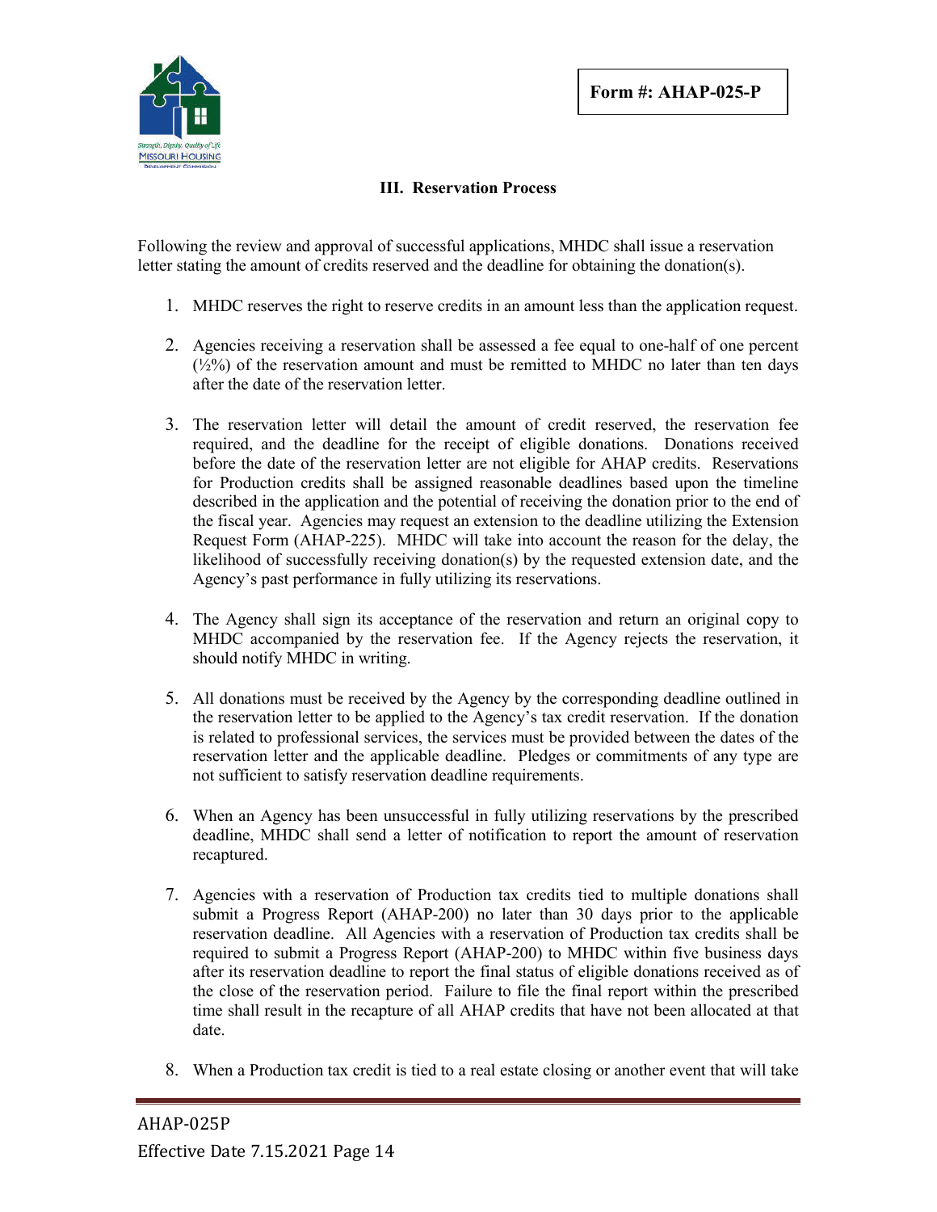### III. Reservation Process

Following the review and approval of successful applications, MHDC shall issue a reservation letter stating the amount of credits reserved and the deadline for obtaining the donation(s).

1. MHDC reserves the right to reserve credits in an amount less than the application request.

2. Agencies receiving a reservation shall be assessed a fee equal to one-half of one percent (½%) of the reservation amount and must be remitted to MHDC no later than ten days after the date of the reservation letter.

3. The reservation letter will detail the amount of credit reserved, the reservation fee required, and the deadline for the receipt of eligible donations. Donations received before the date of the reservation letter are not eligible for AHAP credits. Reservations for Production credits shall be assigned reasonable deadlines based upon the timeline described in the application and the potential of receiving the donation prior to the end of the fiscal year. Agencies may request an extension to the deadline utilizing the Extension Request Form (AHAP-225). MHDC will take into account the reason for the delay, the likelihood of successfully receiving donation(s) by the requested extension date, and the Agency's past performance in fully utilizing its reservations.

4. The Agency shall sign its acceptance of the reservation and return an original copy to MHDC accompanied by the reservation fee. If the Agency rejects the reservation, it should notify MHDC in writing.

5. All donations must be received by the Agency by the corresponding deadline outlined in the reservation letter to be applied to the Agency's tax credit reservation. If the donation is related to professional services, the services must be provided between the dates of the reservation letter and the applicable deadline. Pledges or commitments of any type are not sufficient to satisfy reservation deadline requirements.

6. When an Agency has been unsuccessful in fully utilizing reservations by the prescribed deadline, MHDC shall send a letter of notification to report the amount of reservation recaptured.

7. Agencies with a reservation of Production tax credits tied to multiple donations shall submit a Progress Report (AHAP-200) no later than 30 days prior to the applicable reservation deadline. All Agencies with a reservation of Production tax credits shall be required to submit a Progress Report (AHAP-200) to MHDC within five business days after its reservation deadline to report the final status of eligible donations received as of the close of the reservation period. Failure to file the final report within the prescribed time shall result in the recapture of all AHAP credits that have not been allocated at that date.

8. When a Production tax credit is tied to a real estate closing or another event that will take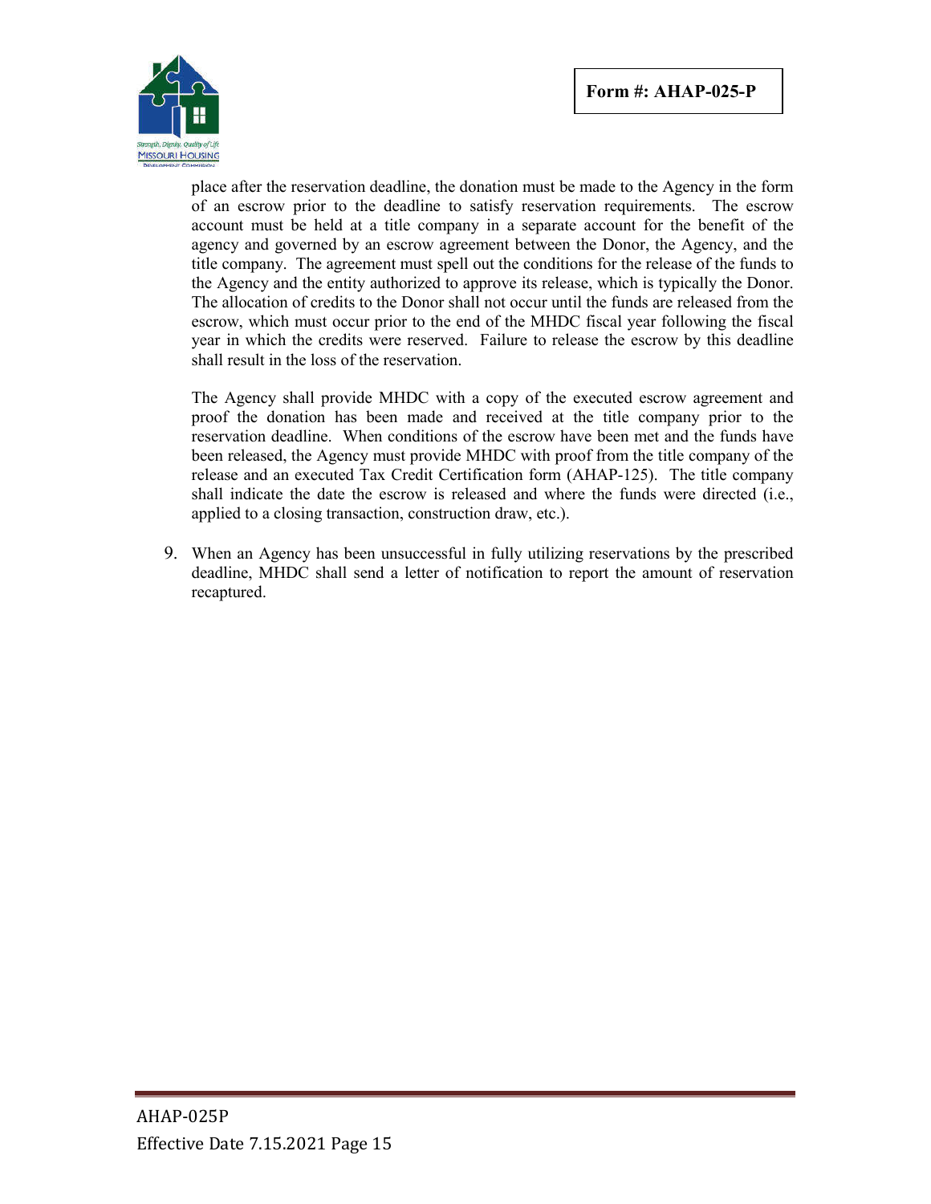place after the reservation deadline, the donation must be made to the Agency in the form of an escrow prior to the deadline to satisfy reservation requirements. The escrow account must be held at a title company in a separate account for the benefit of the agency and governed by an escrow agreement between the Donor, the Agency, and the title company. The agreement must spell out the conditions for the release of the funds to the Agency and the entity authorized to approve its release, which is typically the Donor. The allocation of credits to the Donor shall not occur until the funds are released from the escrow, which must occur prior to the end of the MHDC fiscal year following the fiscal year in which the credits were reserved. Failure to release the escrow by this deadline shall result in the loss of the reservation.

The Agency shall provide MHDC with a copy of the executed escrow agreement and proof the donation has been made and received at the title company prior to the reservation deadline. When conditions of the escrow have been met and the funds have been released, the Agency must provide MHDC with proof from the title company of the release and an executed Tax Credit Certification form (AHAP-125). The title company shall indicate the date the escrow is released and where the funds were directed (i.e., applied to a closing transaction, construction draw, etc.).

9. When an Agency has been unsuccessful in fully utilizing reservations by the prescribed deadline, MHDC shall send a letter of notification to report the amount of reservation recaptured.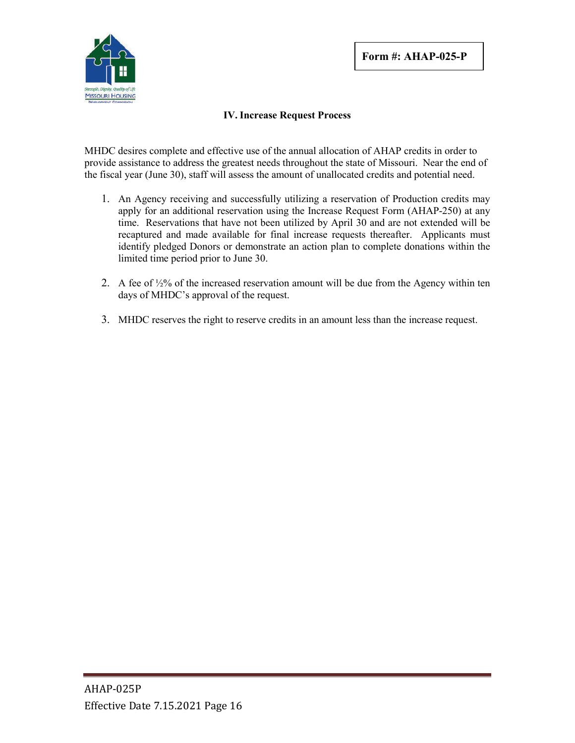Form #: AHAP-025-P

## IV. Increase Request Process

MHDC desires complete and effective use of the annual allocation of AHAP credits in order to provide assistance to address the greatest needs throughout the state of Missouri. Near the end of the fiscal year (June 30), staff will assess the amount of unallocated credits and potential need.

1. An Agency receiving and successfully utilizing a reservation of Production credits may apply for an additional reservation using the Increase Request Form (AHAP-250) at any time. Reservations that have not been utilized by April 30 and are not extended will be recaptured and made available for final increase requests thereafter. Applicants must identify pledged Donors or demonstrate an action plan to complete donations within the limited time period prior to June 30.

2. A fee of ½% of the increased reservation amount will be due from the Agency within ten days of MHDC's approval of the request.

3. MHDC reserves the right to reserve credits in an amount less than the increase request.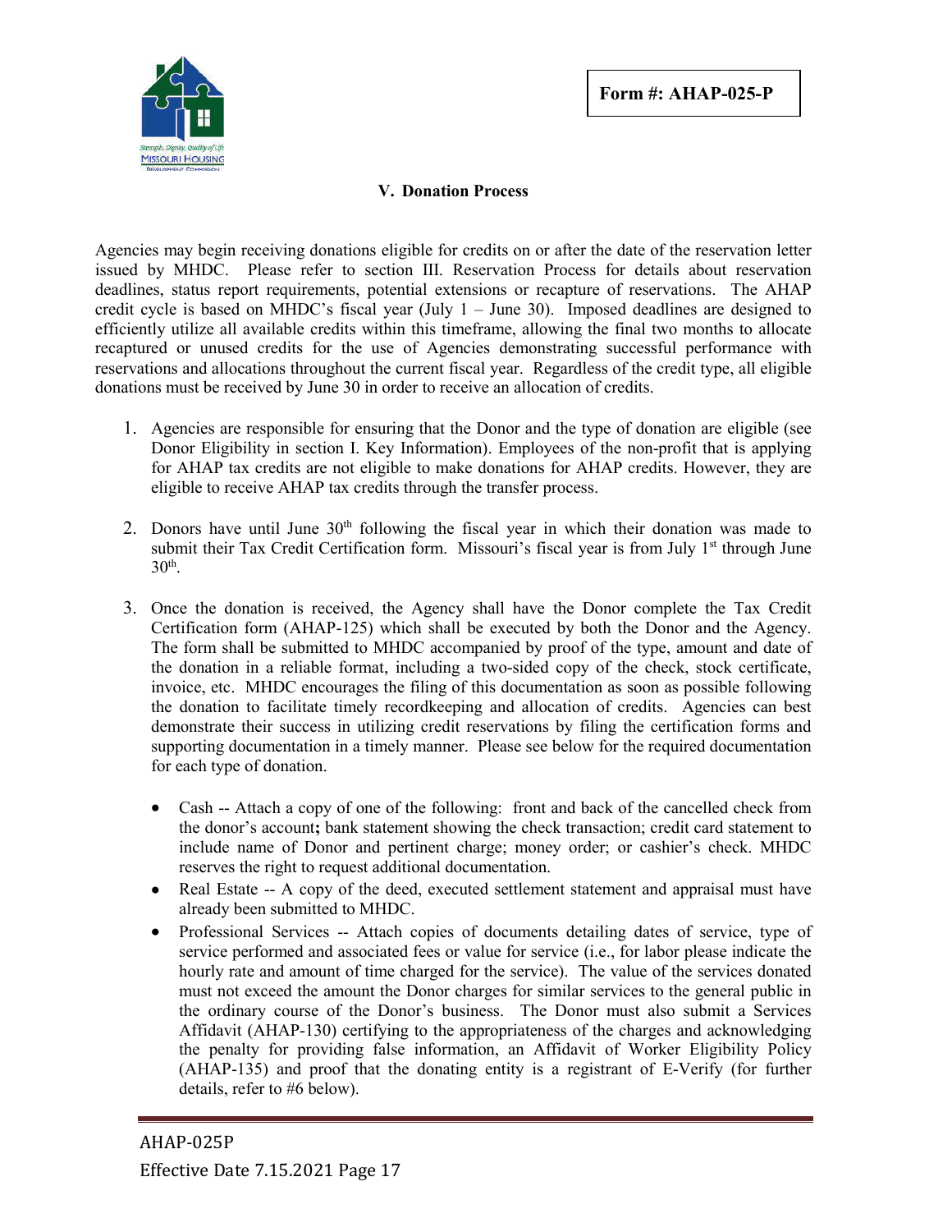Form #: AHAP-025-P

## V. Donation Process

Agencies may begin receiving donations eligible for credits on or after the date of the reservation letter issued by MHDC. Please refer to section III. Reservation Process for details about reservation deadlines, status report requirements, potential extensions or recapture of reservations. The AHAP credit cycle is based on MHDC's fiscal year (July 1 – June 30). Imposed deadlines are designed to efficiently utilize all available credits within this timeframe, allowing the final two months to allocate recaptured or unused credits for the use of Agencies demonstrating successful performance with reservations and allocations throughout the current fiscal year. Regardless of the credit type, all eligible donations must be received by June 30 in order to receive an allocation of credits.

1. Agencies are responsible for ensuring that the Donor and the type of donation are eligible (see Donor Eligibility in section I. Key Information). Employees of the non-profit that is applying for AHAP tax credits are not eligible to make donations for AHAP credits. However, they are eligible to receive AHAP tax credits through the transfer process.

2. Donors have until June 30th following the fiscal year in which their donation was made to submit their Tax Credit Certification form. Missouri's fiscal year is from July 1st through June 30th.

3. Once the donation is received, the Agency shall have the Donor complete the Tax Credit Certification form (AHAP-125) which shall be executed by both the Donor and the Agency. The form shall be submitted to MHDC accompanied by proof of the type, amount and date of the donation in a reliable format, including a two-sided copy of the check, stock certificate, invoice, etc. MHDC encourages the filing of this documentation as soon as possible following the donation to facilitate timely recordkeeping and allocation of credits. Agencies can best demonstrate their success in utilizing credit reservations by filing the certification forms and supporting documentation in a timely manner. Please see below for the required documentation for each type of donation.

   - Cash -- Attach a copy of one of the following: front and back of the cancelled check from the donor's account**;** bank statement showing the check transaction; credit card statement to include name of Donor and pertinent charge; money order; or cashier's check. MHDC reserves the right to request additional documentation.
   - Real Estate -- A copy of the deed, executed settlement statement and appraisal must have already been submitted to MHDC.
   - Professional Services -- Attach copies of documents detailing dates of service, type of service performed and associated fees or value for service (i.e., for labor please indicate the hourly rate and amount of time charged for the service). The value of the services donated must not exceed the amount the Donor charges for similar services to the general public in the ordinary course of the Donor's business. The Donor must also submit a Services Affidavit (AHAP-130) certifying to the appropriateness of the charges and acknowledging the penalty for providing false information, an Affidavit of Worker Eligibility Policy (AHAP-135) and proof that the donating entity is a registrant of E-Verify (for further details, refer to #6 below).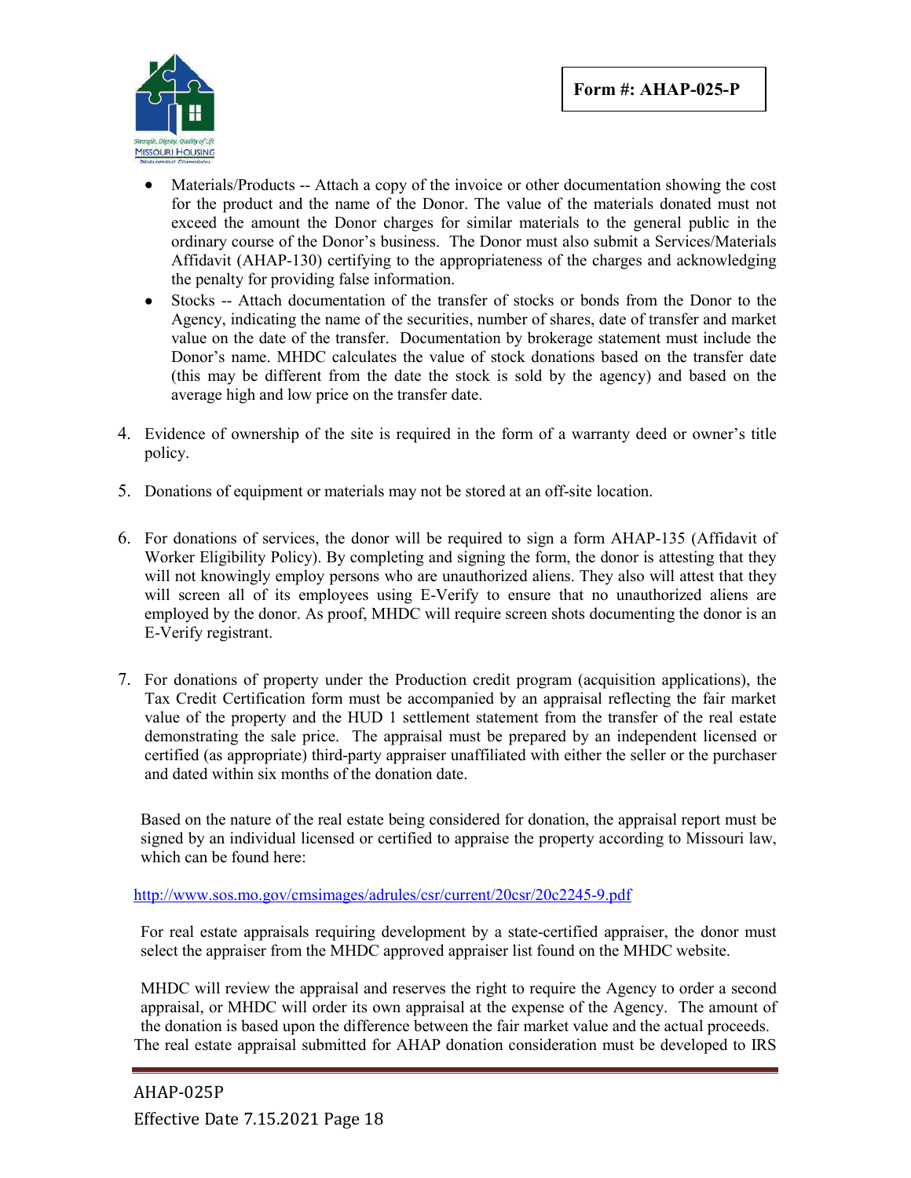- Materials/Products -- Attach a copy of the invoice or other documentation showing the cost for the product and the name of the Donor. The value of the materials donated must not exceed the amount the Donor charges for similar materials to the general public in the ordinary course of the Donor's business. The Donor must also submit a Services/Materials Affidavit (AHAP-130) certifying to the appropriateness of the charges and acknowledging the penalty for providing false information.
- Stocks -- Attach documentation of the transfer of stocks or bonds from the Donor to the Agency, indicating the name of the securities, number of shares, date of transfer and market value on the date of the transfer. Documentation by brokerage statement must include the Donor's name. MHDC calculates the value of stock donations based on the transfer date (this may be different from the date the stock is sold by the agency) and based on the average high and low price on the transfer date.

4. Evidence of ownership of the site is required in the form of a warranty deed or owner's title policy.

5. Donations of equipment or materials may not be stored at an off-site location.

6. For donations of services, the donor will be required to sign a form AHAP-135 (Affidavit of Worker Eligibility Policy). By completing and signing the form, the donor is attesting that they will not knowingly employ persons who are unauthorized aliens. They also will attest that they will screen all of its employees using E-Verify to ensure that no unauthorized aliens are employed by the donor. As proof, MHDC will require screen shots documenting the donor is an E-Verify registrant.

7. For donations of property under the Production credit program (acquisition applications), the Tax Credit Certification form must be accompanied by an appraisal reflecting the fair market value of the property and the HUD 1 settlement statement from the transfer of the real estate demonstrating the sale price. The appraisal must be prepared by an independent licensed or certified (as appropriate) third-party appraiser unaffiliated with either the seller or the purchaser and dated within six months of the donation date.

   Based on the nature of the real estate being considered for donation, the appraisal report must be signed by an individual licensed or certified to appraise the property according to Missouri law, which can be found here:

   http://www.sos.mo.gov/cmsimages/adrules/csr/current/20csr/20c2245-9.pdf

   For real estate appraisals requiring development by a state-certified appraiser, the donor must select the appraiser from the MHDC approved appraiser list found on the MHDC website.

   MHDC will review the appraisal and reserves the right to require the Agency to order a second appraisal, or MHDC will order its own appraisal at the expense of the Agency. The amount of the donation is based upon the difference between the fair market value and the actual proceeds. The real estate appraisal submitted for AHAP donation consideration must be developed to IRS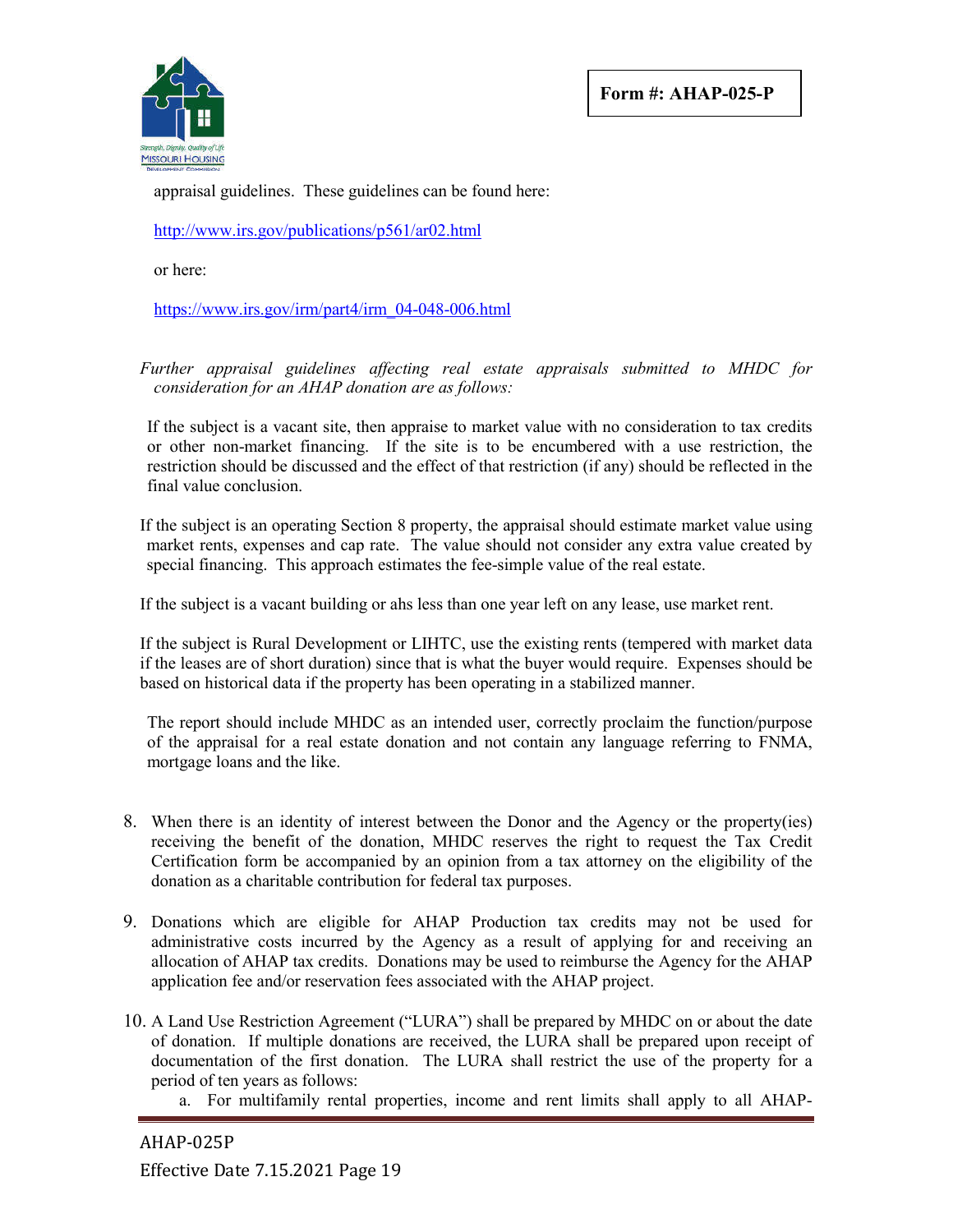appraisal guidelines. These guidelines can be found here:

http://www.irs.gov/publications/p561/ar02.html

or here:

https://www.irs.gov/irm/part4/irm_04-048-006.html

*Further appraisal guidelines affecting real estate appraisals submitted to MHDC for consideration for an AHAP donation are as follows:*

If the subject is a vacant site, then appraise to market value with no consideration to tax credits or other non-market financing. If the site is to be encumbered with a use restriction, the restriction should be discussed and the effect of that restriction (if any) should be reflected in the final value conclusion.

If the subject is an operating Section 8 property, the appraisal should estimate market value using market rents, expenses and cap rate. The value should not consider any extra value created by special financing. This approach estimates the fee-simple value of the real estate.

If the subject is a vacant building or ahs less than one year left on any lease, use market rent.

If the subject is Rural Development or LIHTC, use the existing rents (tempered with market data if the leases are of short duration) since that is what the buyer would require. Expenses should be based on historical data if the property has been operating in a stabilized manner.

The report should include MHDC as an intended user, correctly proclaim the function/purpose of the appraisal for a real estate donation and not contain any language referring to FNMA, mortgage loans and the like.

8. When there is an identity of interest between the Donor and the Agency or the property(ies) receiving the benefit of the donation, MHDC reserves the right to request the Tax Credit Certification form be accompanied by an opinion from a tax attorney on the eligibility of the donation as a charitable contribution for federal tax purposes.

9. Donations which are eligible for AHAP Production tax credits may not be used for administrative costs incurred by the Agency as a result of applying for and receiving an allocation of AHAP tax credits. Donations may be used to reimburse the Agency for the AHAP application fee and/or reservation fees associated with the AHAP project.

10. A Land Use Restriction Agreement ("LURA") shall be prepared by MHDC on or about the date of donation. If multiple donations are received, the LURA shall be prepared upon receipt of documentation of the first donation. The LURA shall restrict the use of the property for a period of ten years as follows:
    a. For multifamily rental properties, income and rent limits shall apply to all AHAP-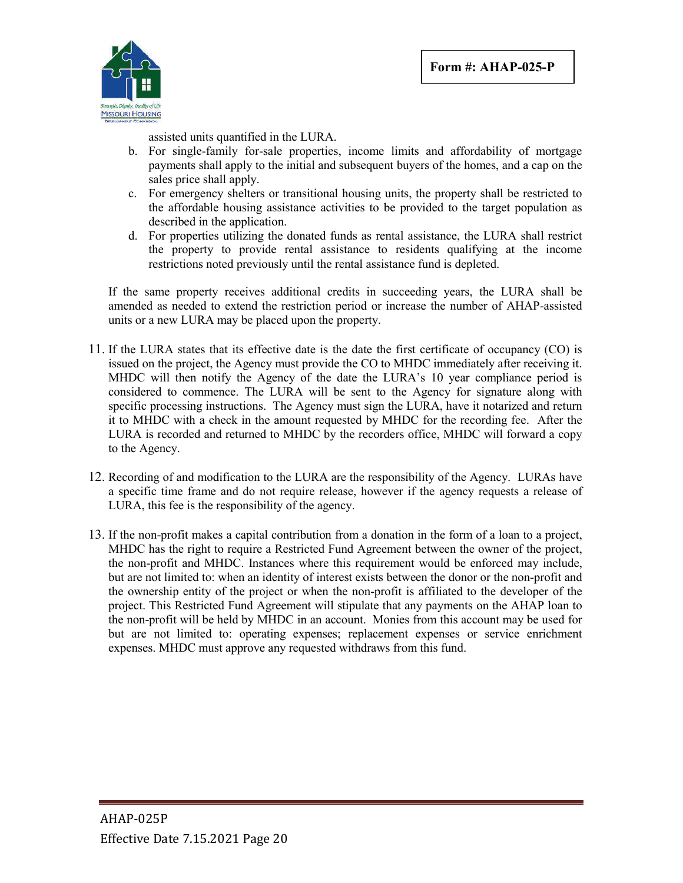assisted units quantified in the LURA.

b. For single-family for-sale properties, income limits and affordability of mortgage payments shall apply to the initial and subsequent buyers of the homes, and a cap on the sales price shall apply.

c. For emergency shelters or transitional housing units, the property shall be restricted to the affordable housing assistance activities to be provided to the target population as described in the application.

d. For properties utilizing the donated funds as rental assistance, the LURA shall restrict the property to provide rental assistance to residents qualifying at the income restrictions noted previously until the rental assistance fund is depleted.

If the same property receives additional credits in succeeding years, the LURA shall be amended as needed to extend the restriction period or increase the number of AHAP-assisted units or a new LURA may be placed upon the property.

11. If the LURA states that its effective date is the date the first certificate of occupancy (CO) is issued on the project, the Agency must provide the CO to MHDC immediately after receiving it. MHDC will then notify the Agency of the date the LURA's 10 year compliance period is considered to commence. The LURA will be sent to the Agency for signature along with specific processing instructions. The Agency must sign the LURA, have it notarized and return it to MHDC with a check in the amount requested by MHDC for the recording fee. After the LURA is recorded and returned to MHDC by the recorders office, MHDC will forward a copy to the Agency.

12. Recording of and modification to the LURA are the responsibility of the Agency. LURAs have a specific time frame and do not require release, however if the agency requests a release of LURA, this fee is the responsibility of the agency.

13. If the non-profit makes a capital contribution from a donation in the form of a loan to a project, MHDC has the right to require a Restricted Fund Agreement between the owner of the project, the non-profit and MHDC. Instances where this requirement would be enforced may include, but are not limited to: when an identity of interest exists between the donor or the non-profit and the ownership entity of the project or when the non-profit is affiliated to the developer of the project. This Restricted Fund Agreement will stipulate that any payments on the AHAP loan to the non-profit will be held by MHDC in an account. Monies from this account may be used for but are not limited to: operating expenses; replacement expenses or service enrichment expenses. MHDC must approve any requested withdraws from this fund.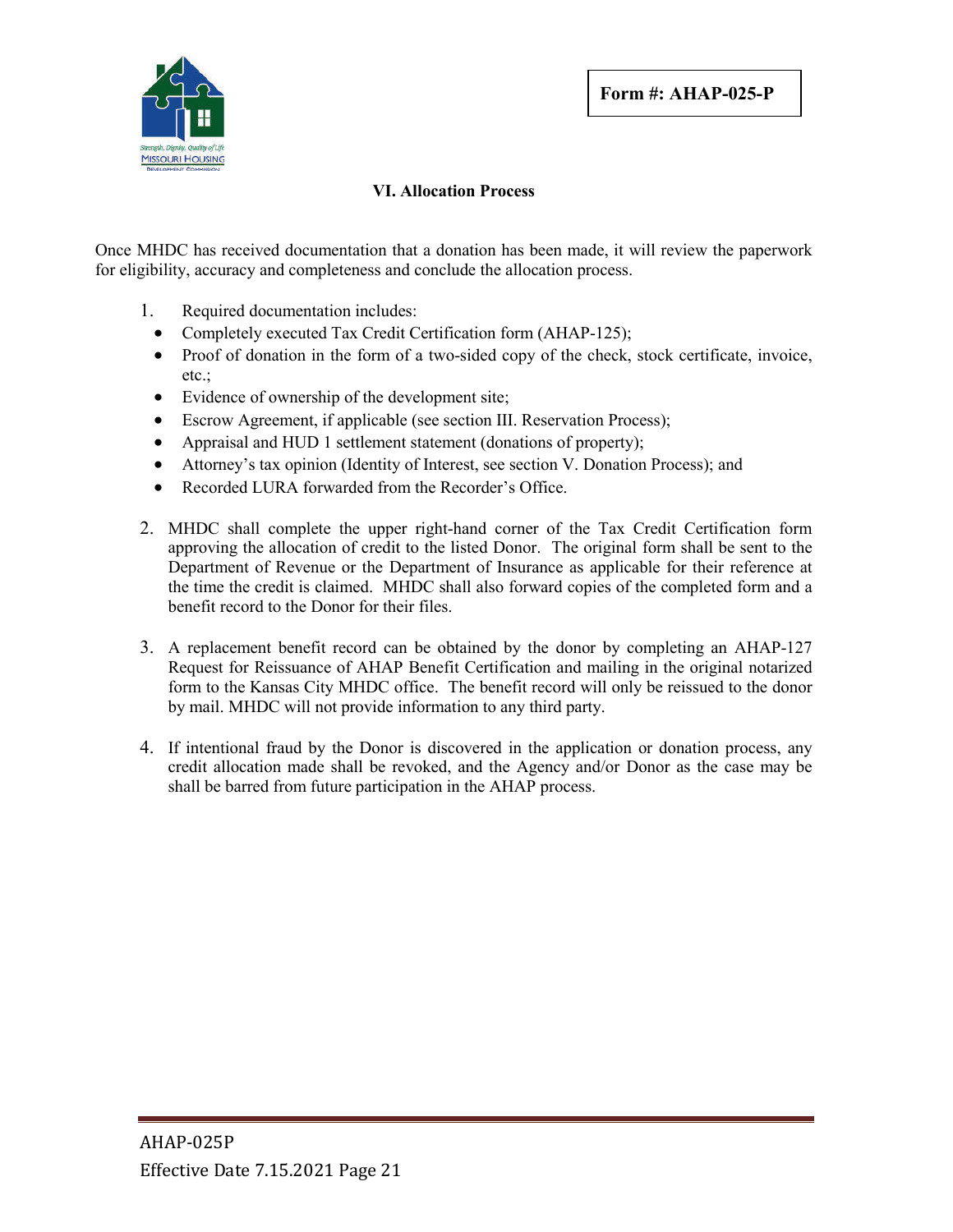Form #: AHAP-025-P

## VI. Allocation Process

Once MHDC has received documentation that a donation has been made, it will review the paperwork for eligibility, accuracy and completeness and conclude the allocation process.

1. Required documentation includes:
   - Completely executed Tax Credit Certification form (AHAP-125);
   - Proof of donation in the form of a two-sided copy of the check, stock certificate, invoice, etc.;
   - Evidence of ownership of the development site;
   - Escrow Agreement, if applicable (see section III. Reservation Process);
   - Appraisal and HUD 1 settlement statement (donations of property);
   - Attorney's tax opinion (Identity of Interest, see section V. Donation Process); and
   - Recorded LURA forwarded from the Recorder's Office.

2. MHDC shall complete the upper right-hand corner of the Tax Credit Certification form approving the allocation of credit to the listed Donor. The original form shall be sent to the Department of Revenue or the Department of Insurance as applicable for their reference at the time the credit is claimed. MHDC shall also forward copies of the completed form and a benefit record to the Donor for their files.

3. A replacement benefit record can be obtained by the donor by completing an AHAP-127 Request for Reissuance of AHAP Benefit Certification and mailing in the original notarized form to the Kansas City MHDC office. The benefit record will only be reissued to the donor by mail. MHDC will not provide information to any third party.

4. If intentional fraud by the Donor is discovered in the application or donation process, any credit allocation made shall be revoked, and the Agency and/or Donor as the case may be shall be barred from future participation in the AHAP process.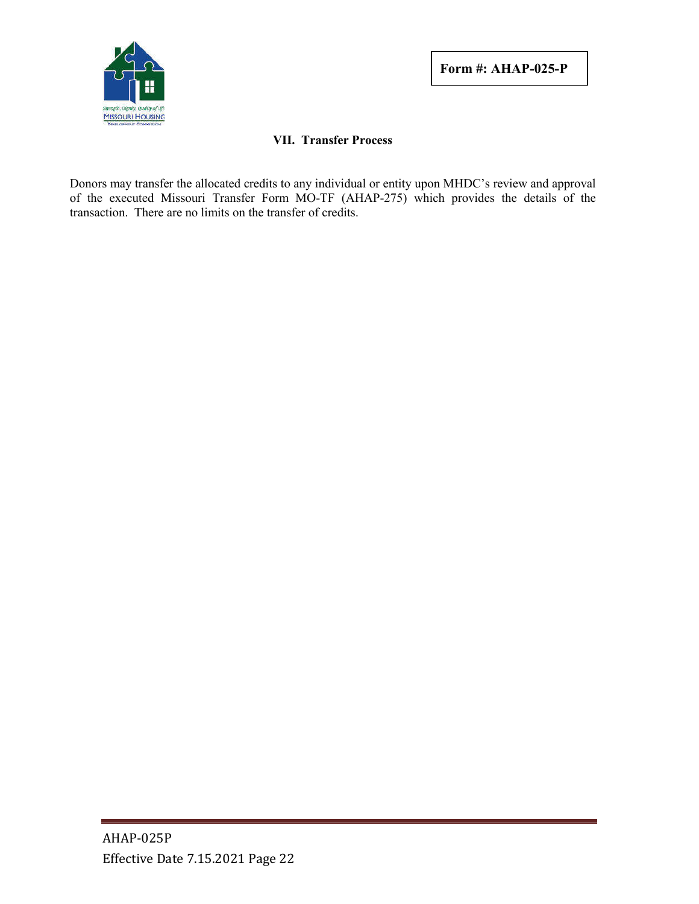**Form #: AHAP-025-P**

## VII. Transfer Process

Donors may transfer the allocated credits to any individual or entity upon MHDC's review and approval of the executed Missouri Transfer Form MO-TF (AHAP-275) which provides the details of the transaction. There are no limits on the transfer of credits.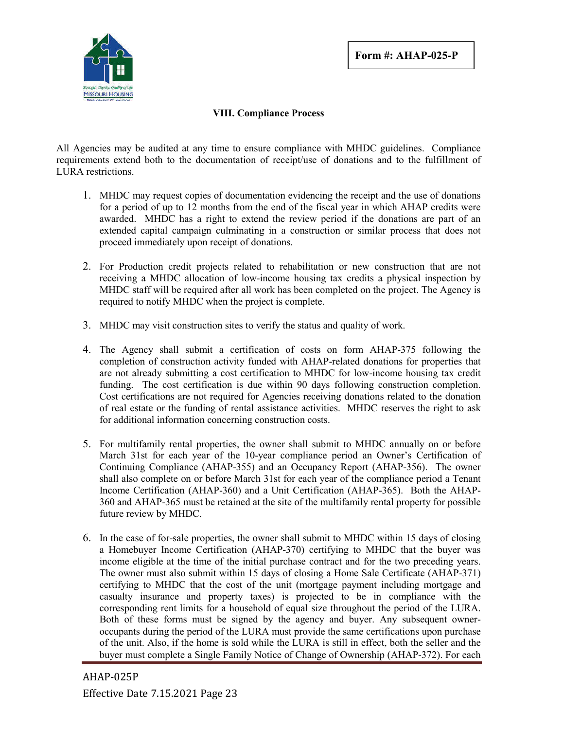Form #: AHAP-025-P

## VIII. Compliance Process

All Agencies may be audited at any time to ensure compliance with MHDC guidelines. Compliance requirements extend both to the documentation of receipt/use of donations and to the fulfillment of LURA restrictions.

1. MHDC may request copies of documentation evidencing the receipt and the use of donations for a period of up to 12 months from the end of the fiscal year in which AHAP credits were awarded. MHDC has a right to extend the review period if the donations are part of an extended capital campaign culminating in a construction or similar process that does not proceed immediately upon receipt of donations.

2. For Production credit projects related to rehabilitation or new construction that are not receiving a MHDC allocation of low-income housing tax credits a physical inspection by MHDC staff will be required after all work has been completed on the project. The Agency is required to notify MHDC when the project is complete.

3. MHDC may visit construction sites to verify the status and quality of work.

4. The Agency shall submit a certification of costs on form AHAP-375 following the completion of construction activity funded with AHAP-related donations for properties that are not already submitting a cost certification to MHDC for low-income housing tax credit funding. The cost certification is due within 90 days following construction completion. Cost certifications are not required for Agencies receiving donations related to the donation of real estate or the funding of rental assistance activities. MHDC reserves the right to ask for additional information concerning construction costs.

5. For multifamily rental properties, the owner shall submit to MHDC annually on or before March 31st for each year of the 10-year compliance period an Owner's Certification of Continuing Compliance (AHAP-355) and an Occupancy Report (AHAP-356). The owner shall also complete on or before March 31st for each year of the compliance period a Tenant Income Certification (AHAP-360) and a Unit Certification (AHAP-365). Both the AHAP-360 and AHAP-365 must be retained at the site of the multifamily rental property for possible future review by MHDC.

6. In the case of for-sale properties, the owner shall submit to MHDC within 15 days of closing a Homebuyer Income Certification (AHAP-370) certifying to MHDC that the buyer was income eligible at the time of the initial purchase contract and for the two preceding years. The owner must also submit within 15 days of closing a Home Sale Certificate (AHAP-371) certifying to MHDC that the cost of the unit (mortgage payment including mortgage and casualty insurance and property taxes) is projected to be in compliance with the corresponding rent limits for a household of equal size throughout the period of the LURA. Both of these forms must be signed by the agency and buyer. Any subsequent owner-occupants during the period of the LURA must provide the same certifications upon purchase of the unit. Also, if the home is sold while the LURA is still in effect, both the seller and the buyer must complete a Single Family Notice of Change of Ownership (AHAP-372). For each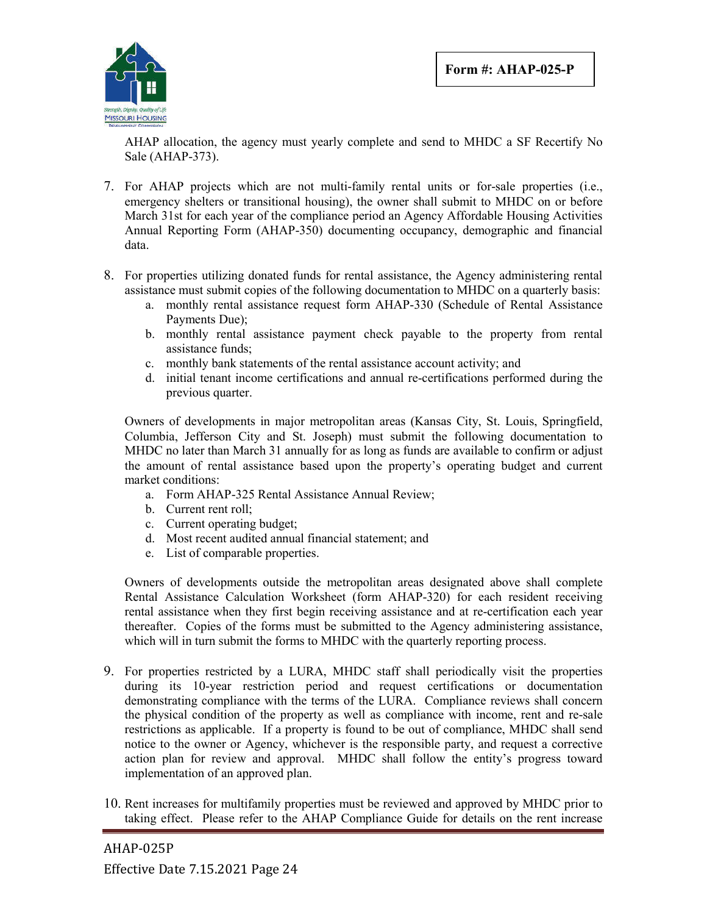AHAP allocation, the agency must yearly complete and send to MHDC a SF Recertify No Sale (AHAP-373).

7. For AHAP projects which are not multi-family rental units or for-sale properties (i.e., emergency shelters or transitional housing), the owner shall submit to MHDC on or before March 31st for each year of the compliance period an Agency Affordable Housing Activities Annual Reporting Form (AHAP-350) documenting occupancy, demographic and financial data.

8. For properties utilizing donated funds for rental assistance, the Agency administering rental assistance must submit copies of the following documentation to MHDC on a quarterly basis:
   a. monthly rental assistance request form AHAP-330 (Schedule of Rental Assistance Payments Due);
   b. monthly rental assistance payment check payable to the property from rental assistance funds;
   c. monthly bank statements of the rental assistance account activity; and
   d. initial tenant income certifications and annual re-certifications performed during the previous quarter.

   Owners of developments in major metropolitan areas (Kansas City, St. Louis, Springfield, Columbia, Jefferson City and St. Joseph) must submit the following documentation to MHDC no later than March 31 annually for as long as funds are available to confirm or adjust the amount of rental assistance based upon the property's operating budget and current market conditions:
   a. Form AHAP-325 Rental Assistance Annual Review;
   b. Current rent roll;
   c. Current operating budget;
   d. Most recent audited annual financial statement; and
   e. List of comparable properties.

   Owners of developments outside the metropolitan areas designated above shall complete Rental Assistance Calculation Worksheet (form AHAP-320) for each resident receiving rental assistance when they first begin receiving assistance and at re-certification each year thereafter. Copies of the forms must be submitted to the Agency administering assistance, which will in turn submit the forms to MHDC with the quarterly reporting process.

9. For properties restricted by a LURA, MHDC staff shall periodically visit the properties during its 10-year restriction period and request certifications or documentation demonstrating compliance with the terms of the LURA. Compliance reviews shall concern the physical condition of the property as well as compliance with income, rent and re-sale restrictions as applicable. If a property is found to be out of compliance, MHDC shall send notice to the owner or Agency, whichever is the responsible party, and request a corrective action plan for review and approval. MHDC shall follow the entity's progress toward implementation of an approved plan.

10. Rent increases for multifamily properties must be reviewed and approved by MHDC prior to taking effect. Please refer to the AHAP Compliance Guide for details on the rent increase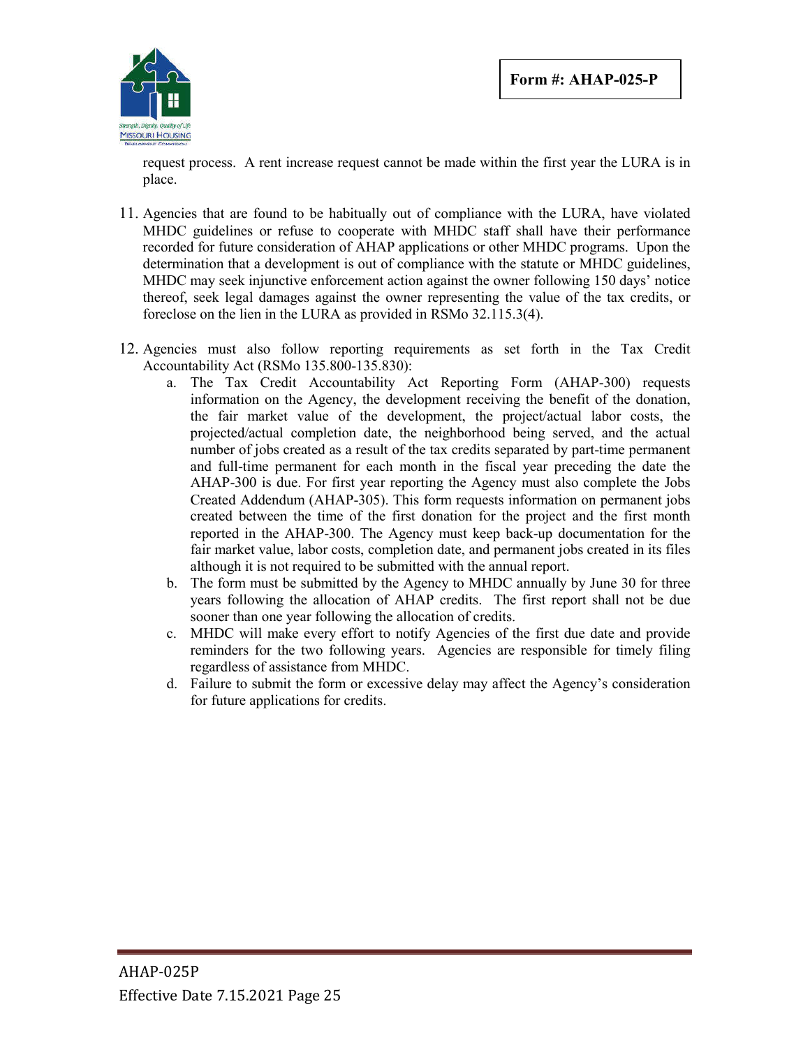request process. A rent increase request cannot be made within the first year the LURA is in place.

11. Agencies that are found to be habitually out of compliance with the LURA, have violated MHDC guidelines or refuse to cooperate with MHDC staff shall have their performance recorded for future consideration of AHAP applications or other MHDC programs. Upon the determination that a development is out of compliance with the statute or MHDC guidelines, MHDC may seek injunctive enforcement action against the owner following 150 days' notice thereof, seek legal damages against the owner representing the value of the tax credits, or foreclose on the lien in the LURA as provided in RSMo 32.115.3(4).

12. Agencies must also follow reporting requirements as set forth in the Tax Credit Accountability Act (RSMo 135.800-135.830):
    a. The Tax Credit Accountability Act Reporting Form (AHAP-300) requests information on the Agency, the development receiving the benefit of the donation, the fair market value of the development, the project/actual labor costs, the projected/actual completion date, the neighborhood being served, and the actual number of jobs created as a result of the tax credits separated by part-time permanent and full-time permanent for each month in the fiscal year preceding the date the AHAP-300 is due. For first year reporting the Agency must also complete the Jobs Created Addendum (AHAP-305). This form requests information on permanent jobs created between the time of the first donation for the project and the first month reported in the AHAP-300. The Agency must keep back-up documentation for the fair market value, labor costs, completion date, and permanent jobs created in its files although it is not required to be submitted with the annual report.
    b. The form must be submitted by the Agency to MHDC annually by June 30 for three years following the allocation of AHAP credits. The first report shall not be due sooner than one year following the allocation of credits.
    c. MHDC will make every effort to notify Agencies of the first due date and provide reminders for the two following years. Agencies are responsible for timely filing regardless of assistance from MHDC.
    d. Failure to submit the form or excessive delay may affect the Agency's consideration for future applications for credits.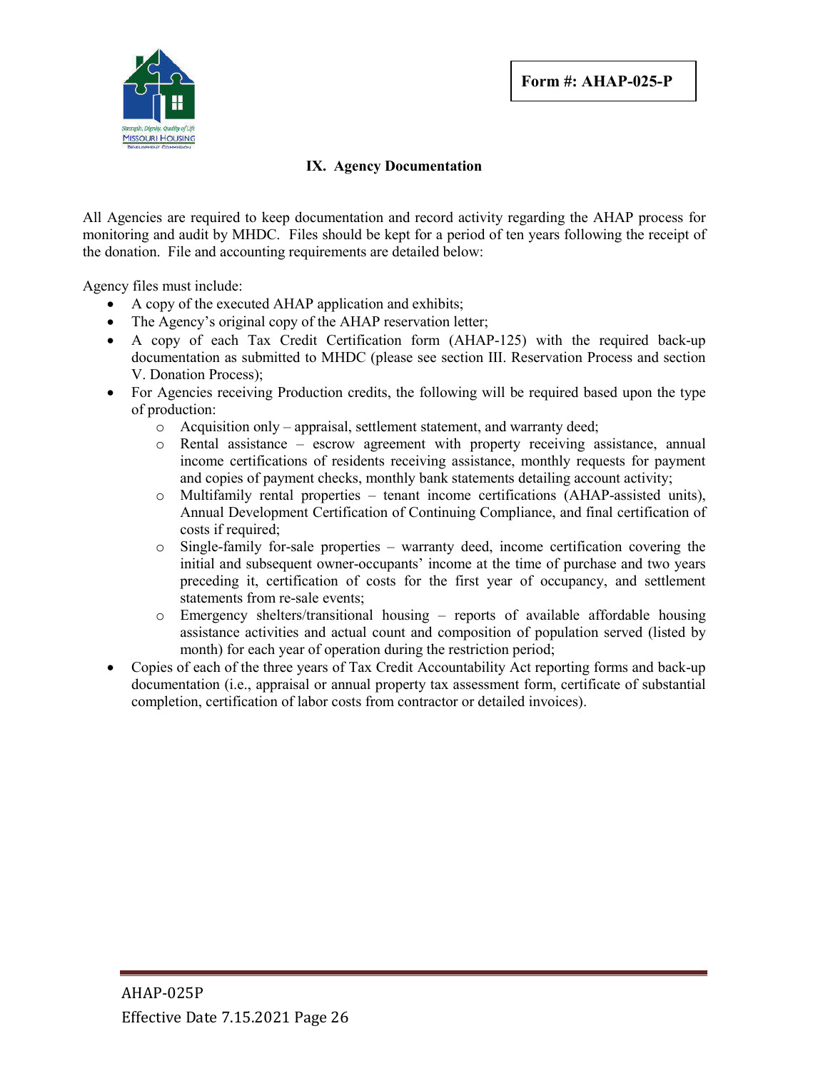**Form #: AHAP-025-P**

## IX. Agency Documentation

All Agencies are required to keep documentation and record activity regarding the AHAP process for monitoring and audit by MHDC. Files should be kept for a period of ten years following the receipt of the donation. File and accounting requirements are detailed below:

Agency files must include:

- A copy of the executed AHAP application and exhibits;
- The Agency's original copy of the AHAP reservation letter;
- A copy of each Tax Credit Certification form (AHAP-125) with the required back-up documentation as submitted to MHDC (please see section III. Reservation Process and section V. Donation Process);
- For Agencies receiving Production credits, the following will be required based upon the type of production:
  - Acquisition only – appraisal, settlement statement, and warranty deed;
  - Rental assistance – escrow agreement with property receiving assistance, annual income certifications of residents receiving assistance, monthly requests for payment and copies of payment checks, monthly bank statements detailing account activity;
  - Multifamily rental properties – tenant income certifications (AHAP-assisted units), Annual Development Certification of Continuing Compliance, and final certification of costs if required;
  - Single-family for-sale properties – warranty deed, income certification covering the initial and subsequent owner-occupants' income at the time of purchase and two years preceding it, certification of costs for the first year of occupancy, and settlement statements from re-sale events;
  - Emergency shelters/transitional housing – reports of available affordable housing assistance activities and actual count and composition of population served (listed by month) for each year of operation during the restriction period;
- Copies of each of the three years of Tax Credit Accountability Act reporting forms and back-up documentation (i.e., appraisal or annual property tax assessment form, certificate of substantial completion, certification of labor costs from contractor or detailed invoices).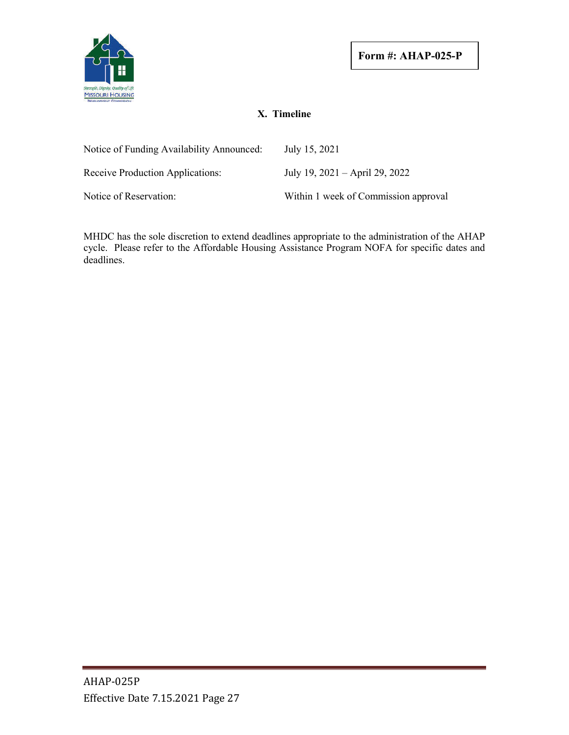**Form #: AHAP-025-P**

## X. Timeline

| | |
|---|---|
| Notice of Funding Availability Announced: | July 15, 2021 |
| Receive Production Applications: | July 19, 2021 – April 29, 2022 |
| Notice of Reservation: | Within 1 week of Commission approval |

MHDC has the sole discretion to extend deadlines appropriate to the administration of the AHAP cycle. Please refer to the Affordable Housing Assistance Program NOFA for specific dates and deadlines.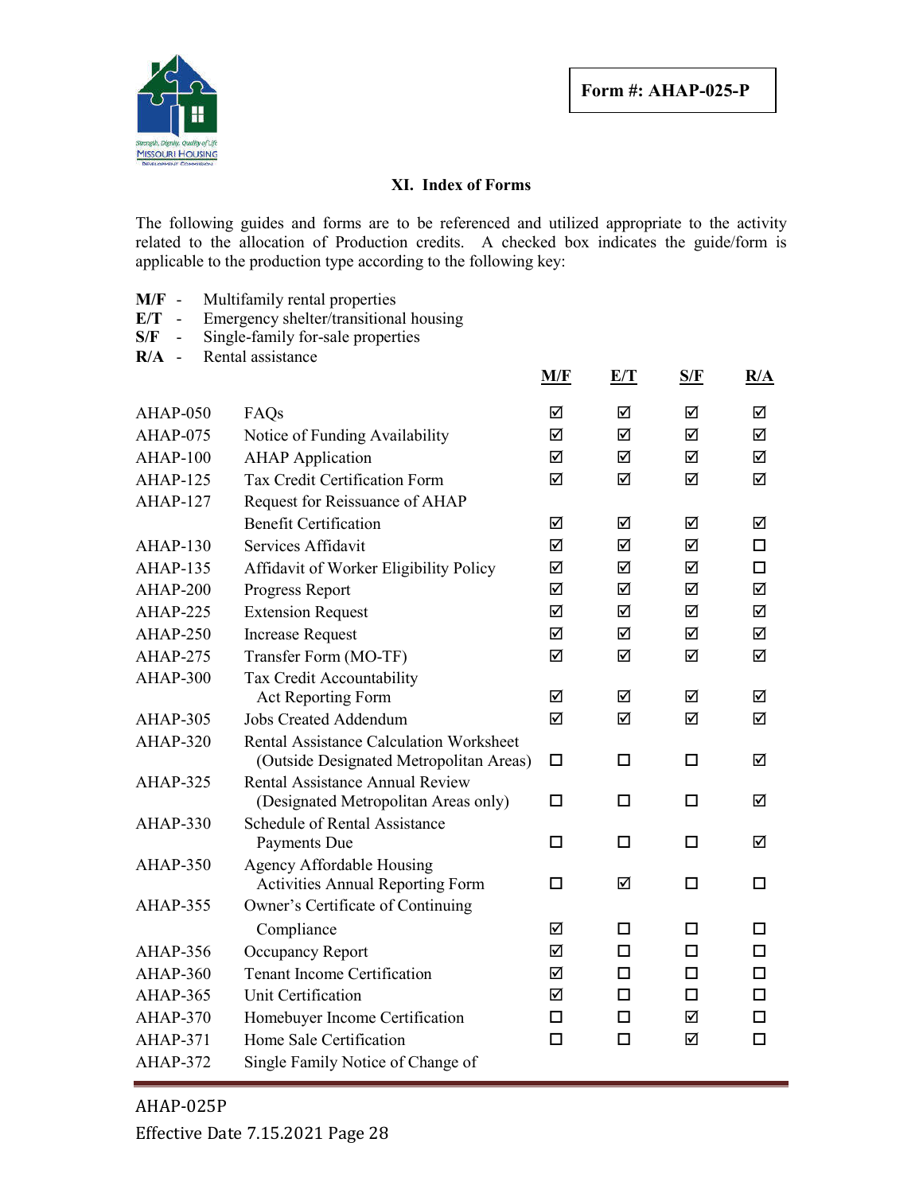**Form #: AHAP-025-P**

## XI. Index of Forms

The following guides and forms are to be referenced and utilized appropriate to the activity related to the allocation of Production credits. A checked box indicates the guide/form is applicable to the production type according to the following key:

**M/F** - Multifamily rental properties
**E/T** - Emergency shelter/transitional housing
**S/F** - Single-family for-sale properties
**R/A** - Rental assistance

| | | M/F | E/T | S/F | R/A |
|---|---|---|---|---|---|
| AHAP-050 | FAQs | ☑ | ☑ | ☑ | ☑ |
| AHAP-075 | Notice of Funding Availability | ☑ | ☑ | ☑ | ☑ |
| AHAP-100 | AHAP Application | ☑ | ☑ | ☑ | ☑ |
| AHAP-125 | Tax Credit Certification Form | ☑ | ☑ | ☑ | ☑ |
| AHAP-127 | Request for Reissuance of AHAP Benefit Certification | ☑ | ☑ | ☑ | ☑ |
| AHAP-130 | Services Affidavit | ☑ | ☑ | ☑ | ☐ |
| AHAP-135 | Affidavit of Worker Eligibility Policy | ☑ | ☑ | ☑ | ☐ |
| AHAP-200 | Progress Report | ☑ | ☑ | ☑ | ☑ |
| AHAP-225 | Extension Request | ☑ | ☑ | ☑ | ☑ |
| AHAP-250 | Increase Request | ☑ | ☑ | ☑ | ☑ |
| AHAP-275 | Transfer Form (MO-TF) | ☑ | ☑ | ☑ | ☑ |
| AHAP-300 | Tax Credit Accountability Act Reporting Form | ☑ | ☑ | ☑ | ☑ |
| AHAP-305 | Jobs Created Addendum | ☑ | ☑ | ☑ | ☑ |
| AHAP-320 | Rental Assistance Calculation Worksheet (Outside Designated Metropolitan Areas) | ☐ | ☐ | ☐ | ☑ |
| AHAP-325 | Rental Assistance Annual Review (Designated Metropolitan Areas only) | ☐ | ☐ | ☐ | ☑ |
| AHAP-330 | Schedule of Rental Assistance Payments Due | ☐ | ☐ | ☐ | ☑ |
| AHAP-350 | Agency Affordable Housing Activities Annual Reporting Form | ☐ | ☑ | ☐ | ☐ |
| AHAP-355 | Owner's Certificate of Continuing Compliance | ☑ | ☐ | ☐ | ☐ |
| AHAP-356 | Occupancy Report | ☑ | ☐ | ☐ | ☐ |
| AHAP-360 | Tenant Income Certification | ☑ | ☐ | ☐ | ☐ |
| AHAP-365 | Unit Certification | ☑ | ☐ | ☐ | ☐ |
| AHAP-370 | Homebuyer Income Certification | ☐ | ☐ | ☑ | ☐ |
| AHAP-371 | Home Sale Certification | ☐ | ☐ | ☑ | ☐ |
| AHAP-372 | Single Family Notice of Change of | | | | |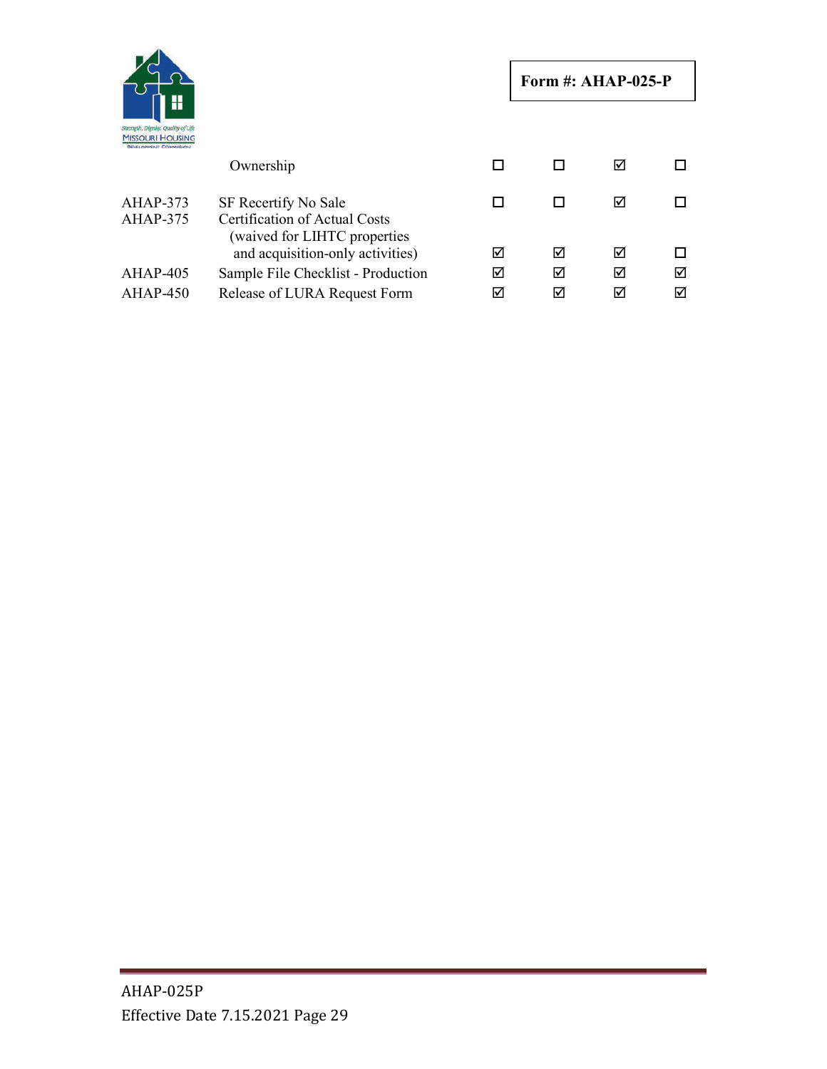**Form #: AHAP-025-P**

| | | | | | |
|---|---|---|---|---|---|
| | Ownership | ☐ | ☐ | ☑ | ☐ |
| AHAP-373 | SF Recertify No Sale | ☐ | ☐ | ☑ | ☐ |
| AHAP-375 | Certification of Actual Costs (waived for LIHTC properties and acquisition-only activities) | ☑ | ☑ | ☑ | ☐ |
| AHAP-405 | Sample File Checklist - Production | ☑ | ☑ | ☑ | ☑ |
| AHAP-450 | Release of LURA Request Form | ☑ | ☑ | ☑ | ☑ |